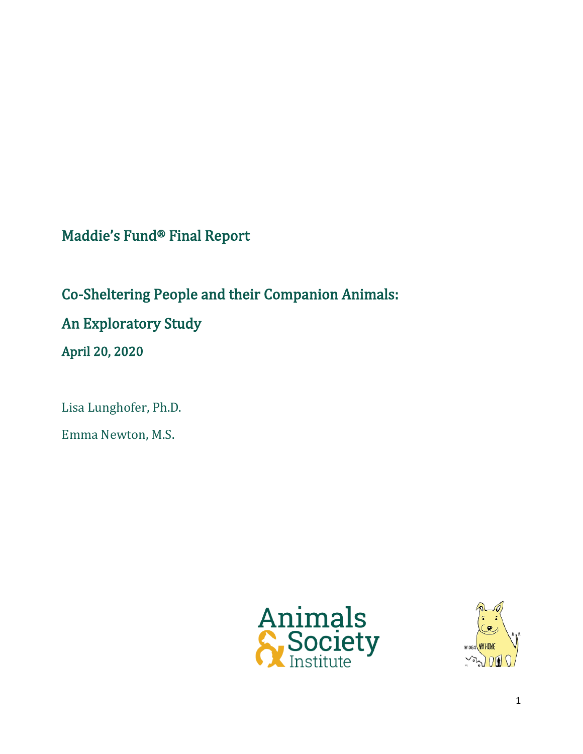# Maddie's Fund® Final Report

## Co-Sheltering People and their Companion Animals:

## An Exploratory Study

**April 20, 2020**

Lisa Lunghofer, Ph.D.

Emma Newton, M.S.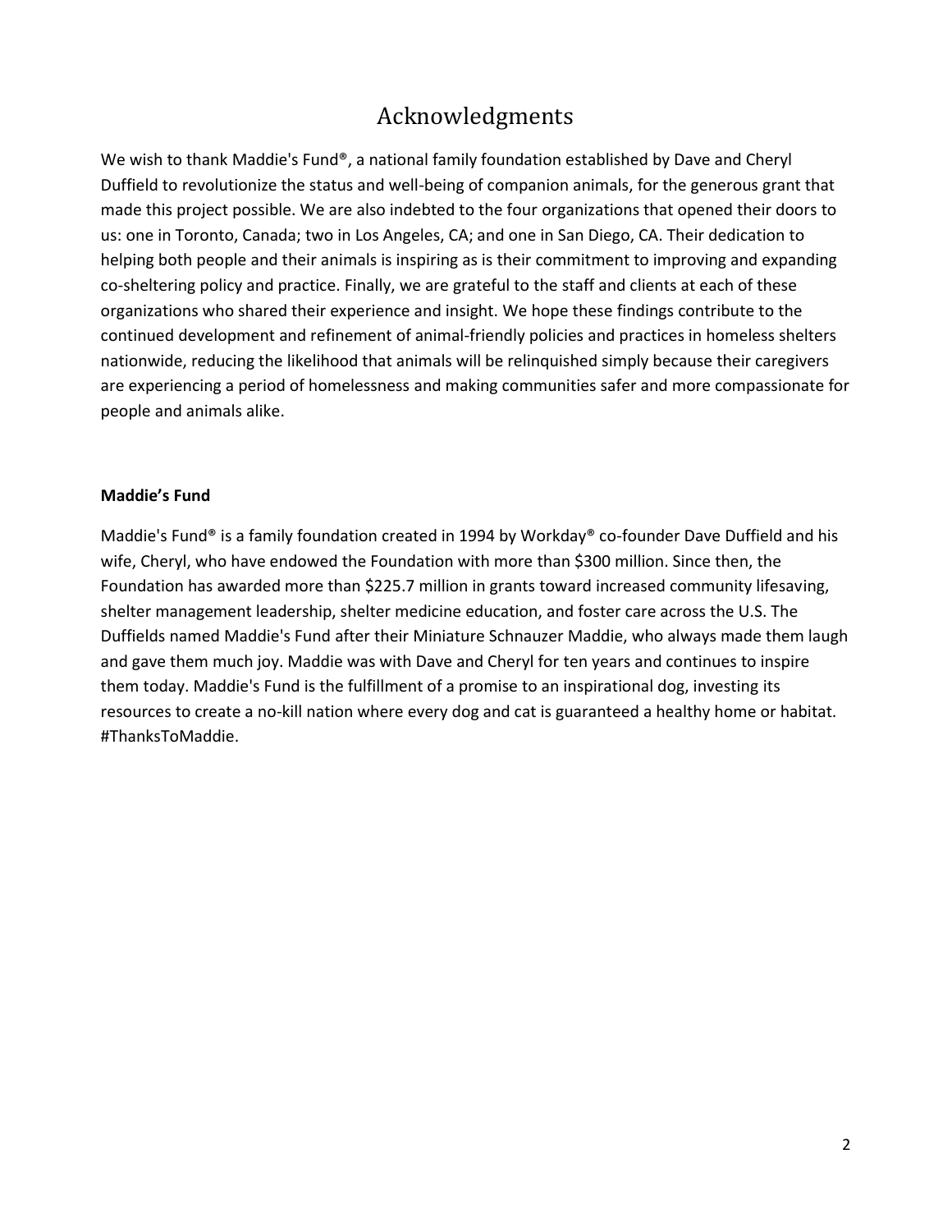# Acknowledgments

We wish to thank Maddie's Fund®, a national family foundation established by Dave and Cheryl Duffield to revolutionize the status and well-being of companion animals, for the generous grant that made this project possible. We are also indebted to the four organizations that opened their doors to us: one in Toronto, Canada; two in Los Angeles, CA; and one in San Diego, CA. Their dedication to helping both people and their animals is inspiring as is their commitment to improving and expanding co-sheltering policy and practice. Finally, we are grateful to the staff and clients at each of these organizations who shared their experience and insight. We hope these findings contribute to the continued development and refinement of animal-friendly policies and practices in homeless shelters nationwide, reducing the likelihood that animals will be relinquished simply because their caregivers are experiencing a period of homelessness and making communities safer and more compassionate for people and animals alike.

**Maddie's Fund**

Maddie's Fund® is a family foundation created in 1994 by Workday® co-founder Dave Duffield and his wife, Cheryl, who have endowed the Foundation with more than $300 million. Since then, the Foundation has awarded more than $225.7 million in grants toward increased community lifesaving, shelter management leadership, shelter medicine education, and foster care across the U.S. The Duffields named Maddie's Fund after their Miniature Schnauzer Maddie, who always made them laugh and gave them much joy. Maddie was with Dave and Cheryl for ten years and continues to inspire them today. Maddie's Fund is the fulfillment of a promise to an inspirational dog, investing its resources to create a no-kill nation where every dog and cat is guaranteed a healthy home or habitat. #ThanksToMaddie.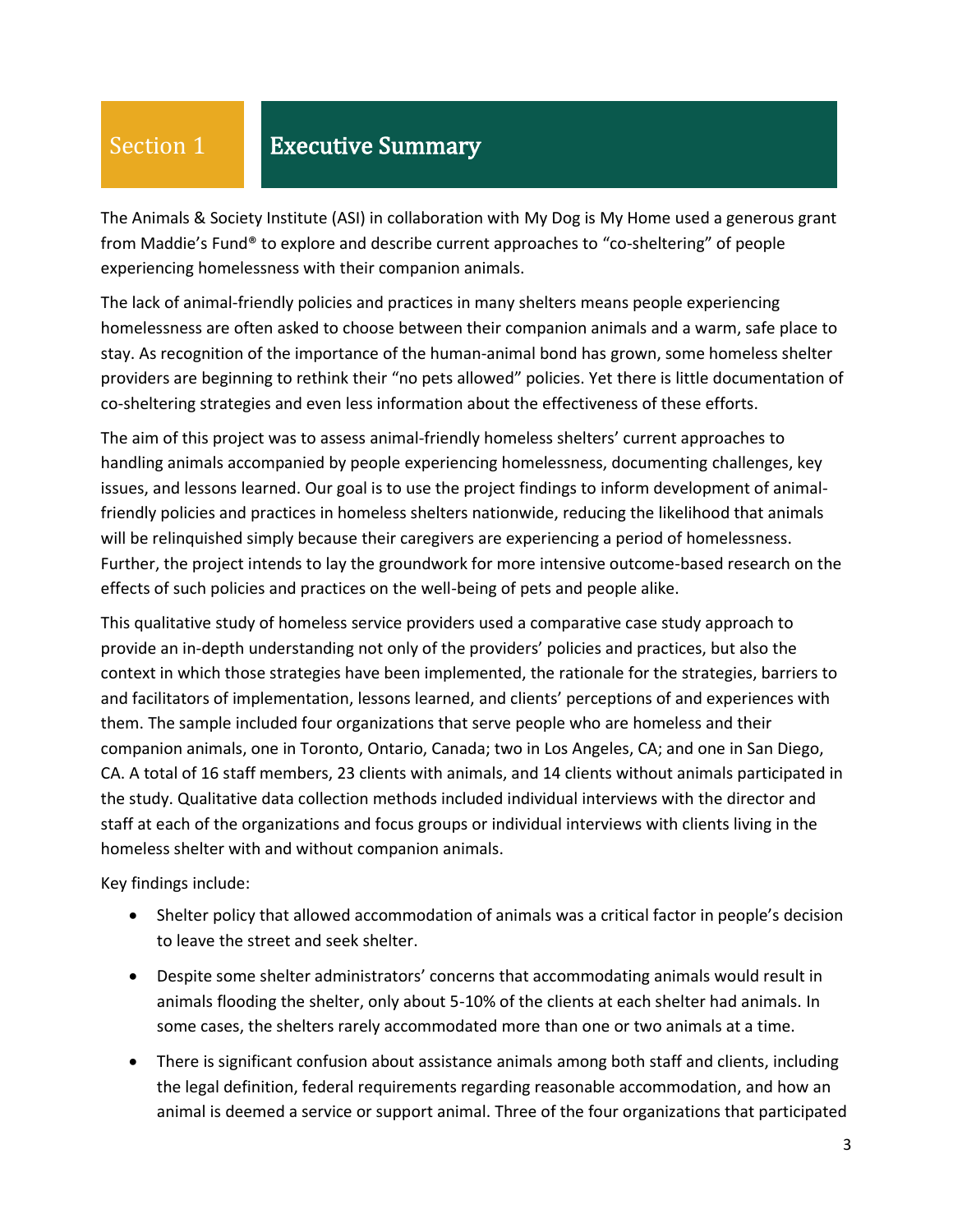# Section 1 Executive Summary

The Animals & Society Institute (ASI) in collaboration with My Dog is My Home used a generous grant from Maddie's Fund® to explore and describe current approaches to "co-sheltering" of people experiencing homelessness with their companion animals.

The lack of animal-friendly policies and practices in many shelters means people experiencing homelessness are often asked to choose between their companion animals and a warm, safe place to stay. As recognition of the importance of the human-animal bond has grown, some homeless shelter providers are beginning to rethink their "no pets allowed" policies. Yet there is little documentation of co-sheltering strategies and even less information about the effectiveness of these efforts.

The aim of this project was to assess animal-friendly homeless shelters' current approaches to handling animals accompanied by people experiencing homelessness, documenting challenges, key issues, and lessons learned. Our goal is to use the project findings to inform development of animal-friendly policies and practices in homeless shelters nationwide, reducing the likelihood that animals will be relinquished simply because their caregivers are experiencing a period of homelessness. Further, the project intends to lay the groundwork for more intensive outcome-based research on the effects of such policies and practices on the well-being of pets and people alike.

This qualitative study of homeless service providers used a comparative case study approach to provide an in-depth understanding not only of the providers' policies and practices, but also the context in which those strategies have been implemented, the rationale for the strategies, barriers to and facilitators of implementation, lessons learned, and clients' perceptions of and experiences with them. The sample included four organizations that serve people who are homeless and their companion animals, one in Toronto, Ontario, Canada; two in Los Angeles, CA; and one in San Diego, CA. A total of 16 staff members, 23 clients with animals, and 14 clients without animals participated in the study. Qualitative data collection methods included individual interviews with the director and staff at each of the organizations and focus groups or individual interviews with clients living in the homeless shelter with and without companion animals.

Key findings include:

- Shelter policy that allowed accommodation of animals was a critical factor in people's decision to leave the street and seek shelter.
- Despite some shelter administrators' concerns that accommodating animals would result in animals flooding the shelter, only about 5-10% of the clients at each shelter had animals. In some cases, the shelters rarely accommodated more than one or two animals at a time.
- There is significant confusion about assistance animals among both staff and clients, including the legal definition, federal requirements regarding reasonable accommodation, and how an animal is deemed a service or support animal. Three of the four organizations that participated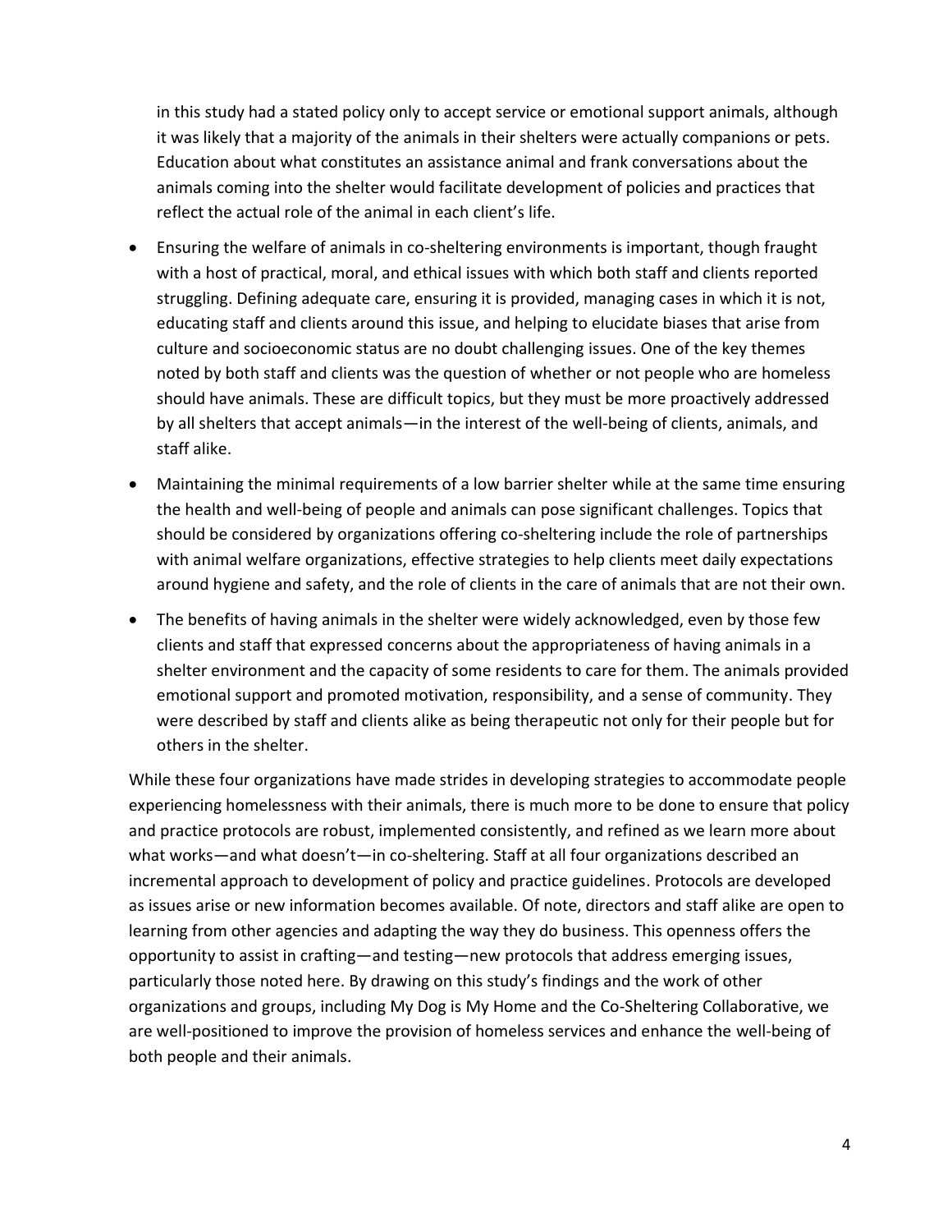in this study had a stated policy only to accept service or emotional support animals, although it was likely that a majority of the animals in their shelters were actually companions or pets. Education about what constitutes an assistance animal and frank conversations about the animals coming into the shelter would facilitate development of policies and practices that reflect the actual role of the animal in each client's life.

- Ensuring the welfare of animals in co-sheltering environments is important, though fraught with a host of practical, moral, and ethical issues with which both staff and clients reported struggling. Defining adequate care, ensuring it is provided, managing cases in which it is not, educating staff and clients around this issue, and helping to elucidate biases that arise from culture and socioeconomic status are no doubt challenging issues. One of the key themes noted by both staff and clients was the question of whether or not people who are homeless should have animals. These are difficult topics, but they must be more proactively addressed by all shelters that accept animals—in the interest of the well-being of clients, animals, and staff alike.
- Maintaining the minimal requirements of a low barrier shelter while at the same time ensuring the health and well-being of people and animals can pose significant challenges. Topics that should be considered by organizations offering co-sheltering include the role of partnerships with animal welfare organizations, effective strategies to help clients meet daily expectations around hygiene and safety, and the role of clients in the care of animals that are not their own.
- The benefits of having animals in the shelter were widely acknowledged, even by those few clients and staff that expressed concerns about the appropriateness of having animals in a shelter environment and the capacity of some residents to care for them. The animals provided emotional support and promoted motivation, responsibility, and a sense of community. They were described by staff and clients alike as being therapeutic not only for their people but for others in the shelter.

While these four organizations have made strides in developing strategies to accommodate people experiencing homelessness with their animals, there is much more to be done to ensure that policy and practice protocols are robust, implemented consistently, and refined as we learn more about what works—and what doesn't—in co-sheltering. Staff at all four organizations described an incremental approach to development of policy and practice guidelines. Protocols are developed as issues arise or new information becomes available. Of note, directors and staff alike are open to learning from other agencies and adapting the way they do business. This openness offers the opportunity to assist in crafting—and testing—new protocols that address emerging issues, particularly those noted here. By drawing on this study's findings and the work of other organizations and groups, including My Dog is My Home and the Co-Sheltering Collaborative, we are well-positioned to improve the provision of homeless services and enhance the well-being of both people and their animals.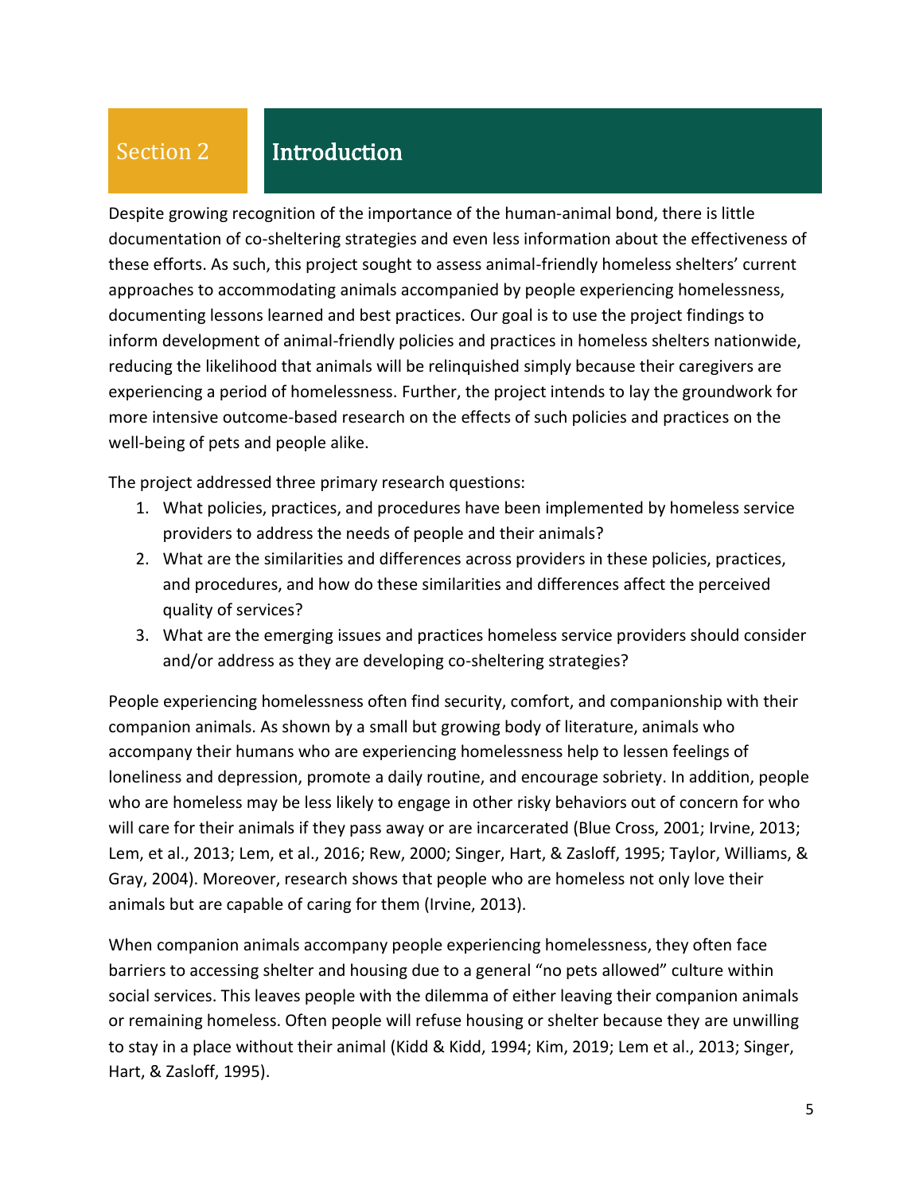# Section 2 Introduction

Despite growing recognition of the importance of the human-animal bond, there is little documentation of co-sheltering strategies and even less information about the effectiveness of these efforts. As such, this project sought to assess animal-friendly homeless shelters' current approaches to accommodating animals accompanied by people experiencing homelessness, documenting lessons learned and best practices. Our goal is to use the project findings to inform development of animal-friendly policies and practices in homeless shelters nationwide, reducing the likelihood that animals will be relinquished simply because their caregivers are experiencing a period of homelessness. Further, the project intends to lay the groundwork for more intensive outcome-based research on the effects of such policies and practices on the well-being of pets and people alike.

The project addressed three primary research questions:

1. What policies, practices, and procedures have been implemented by homeless service providers to address the needs of people and their animals?
2. What are the similarities and differences across providers in these policies, practices, and procedures, and how do these similarities and differences affect the perceived quality of services?
3. What are the emerging issues and practices homeless service providers should consider and/or address as they are developing co-sheltering strategies?

People experiencing homelessness often find security, comfort, and companionship with their companion animals. As shown by a small but growing body of literature, animals who accompany their humans who are experiencing homelessness help to lessen feelings of loneliness and depression, promote a daily routine, and encourage sobriety. In addition, people who are homeless may be less likely to engage in other risky behaviors out of concern for who will care for their animals if they pass away or are incarcerated (Blue Cross, 2001; Irvine, 2013; Lem, et al., 2013; Lem, et al., 2016; Rew, 2000; Singer, Hart, & Zasloff, 1995; Taylor, Williams, & Gray, 2004). Moreover, research shows that people who are homeless not only love their animals but are capable of caring for them (Irvine, 2013).

When companion animals accompany people experiencing homelessness, they often face barriers to accessing shelter and housing due to a general "no pets allowed" culture within social services. This leaves people with the dilemma of either leaving their companion animals or remaining homeless. Often people will refuse housing or shelter because they are unwilling to stay in a place without their animal (Kidd & Kidd, 1994; Kim, 2019; Lem et al., 2013; Singer, Hart, & Zasloff, 1995).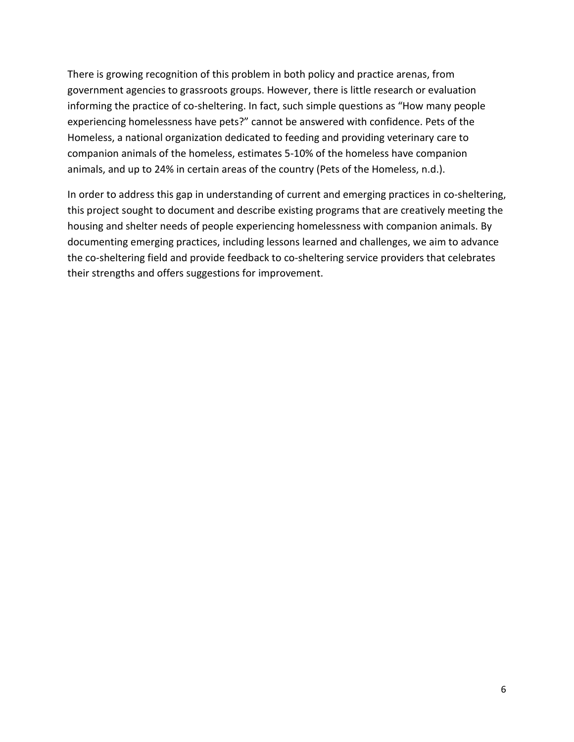There is growing recognition of this problem in both policy and practice arenas, from government agencies to grassroots groups. However, there is little research or evaluation informing the practice of co-sheltering. In fact, such simple questions as "How many people experiencing homelessness have pets?" cannot be answered with confidence. Pets of the Homeless, a national organization dedicated to feeding and providing veterinary care to companion animals of the homeless, estimates 5-10% of the homeless have companion animals, and up to 24% in certain areas of the country (Pets of the Homeless, n.d.).

In order to address this gap in understanding of current and emerging practices in co-sheltering, this project sought to document and describe existing programs that are creatively meeting the housing and shelter needs of people experiencing homelessness with companion animals. By documenting emerging practices, including lessons learned and challenges, we aim to advance the co-sheltering field and provide feedback to co-sheltering service providers that celebrates their strengths and offers suggestions for improvement.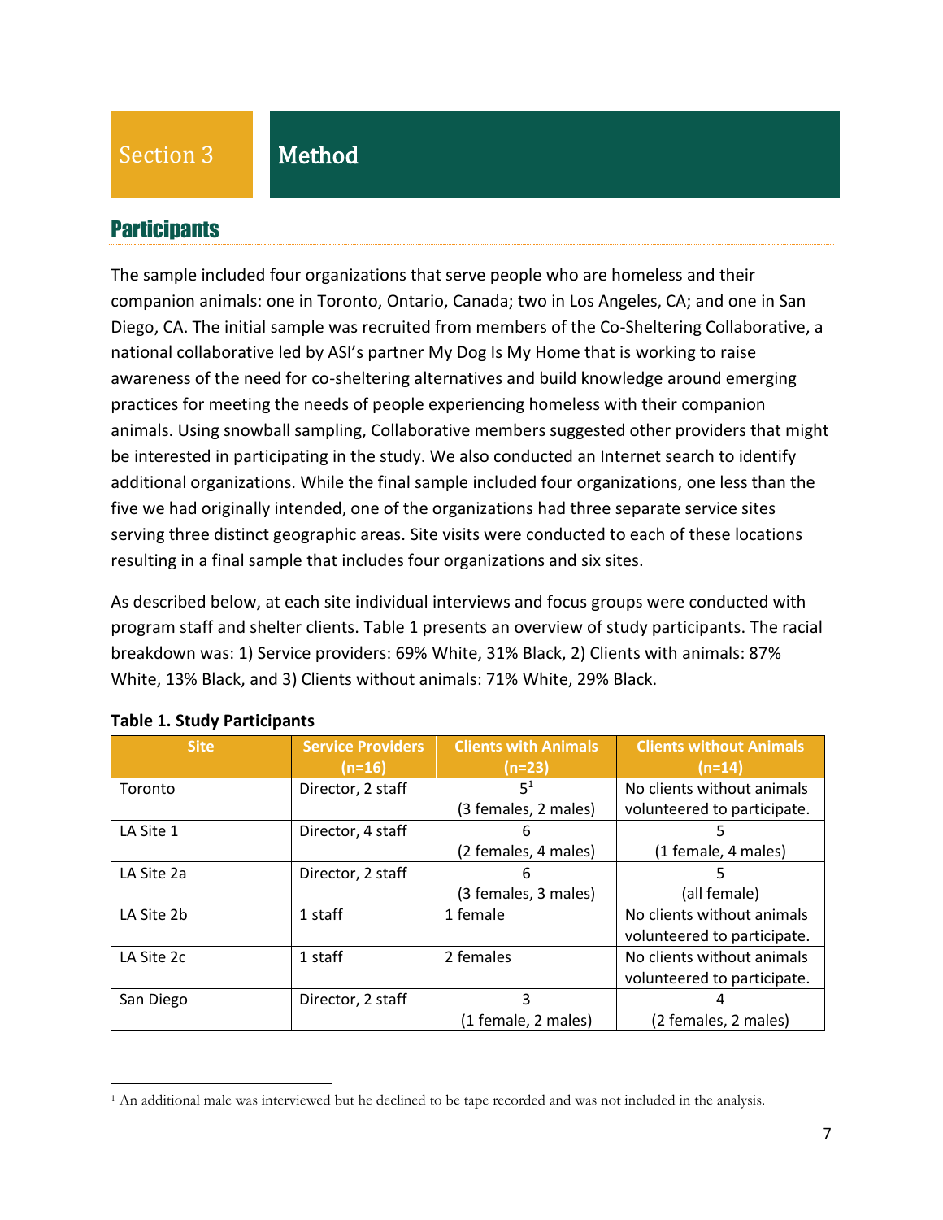# Section 3 Method

## Participants

The sample included four organizations that serve people who are homeless and their companion animals: one in Toronto, Ontario, Canada; two in Los Angeles, CA; and one in San Diego, CA. The initial sample was recruited from members of the Co-Sheltering Collaborative, a national collaborative led by ASI's partner My Dog Is My Home that is working to raise awareness of the need for co-sheltering alternatives and build knowledge around emerging practices for meeting the needs of people experiencing homeless with their companion animals. Using snowball sampling, Collaborative members suggested other providers that might be interested in participating in the study. We also conducted an Internet search to identify additional organizations. While the final sample included four organizations, one less than the five we had originally intended, one of the organizations had three separate service sites serving three distinct geographic areas. Site visits were conducted to each of these locations resulting in a final sample that includes four organizations and six sites.

As described below, at each site individual interviews and focus groups were conducted with program staff and shelter clients. Table 1 presents an overview of study participants. The racial breakdown was: 1) Service providers: 69% White, 31% Black, 2) Clients with animals: 87% White, 13% Black, and 3) Clients without animals: 71% White, 29% Black.

**Table 1. Study Participants**

| Site | Service Providers (n=16) | Clients with Animals (n=23) | Clients without Animals (n=14) |
|---|---|---|---|
| Toronto | Director, 2 staff | 5[1] (3 females, 2 males) | No clients without animals volunteered to participate. |
| LA Site 1 | Director, 4 staff | 6 (2 females, 4 males) | 5 (1 female, 4 males) |
| LA Site 2a | Director, 2 staff | 6 (3 females, 3 males) | 5 (all female) |
| LA Site 2b | 1 staff | 1 female | No clients without animals volunteered to participate. |
| LA Site 2c | 1 staff | 2 females | No clients without animals volunteered to participate. |
| San Diego | Director, 2 staff | 3 (1 female, 2 males) | 4 (2 females, 2 males) |

[1] An additional male was interviewed but he declined to be tape recorded and was not included in the analysis.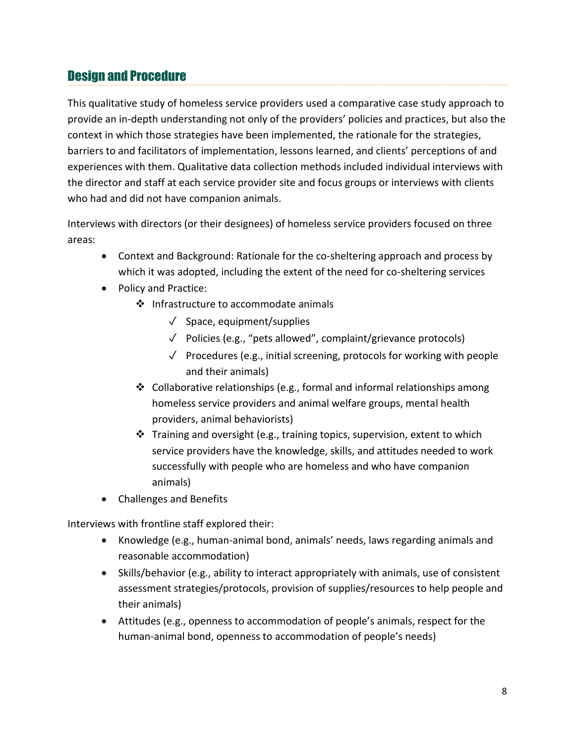## Design and Procedure

This qualitative study of homeless service providers used a comparative case study approach to provide an in-depth understanding not only of the providers' policies and practices, but also the context in which those strategies have been implemented, the rationale for the strategies, barriers to and facilitators of implementation, lessons learned, and clients' perceptions of and experiences with them. Qualitative data collection methods included individual interviews with the director and staff at each service provider site and focus groups or interviews with clients who had and did not have companion animals.

Interviews with directors (or their designees) of homeless service providers focused on three areas:

- Context and Background: Rationale for the co-sheltering approach and process by which it was adopted, including the extent of the need for co-sheltering services
- Policy and Practice:
  - ❖ Infrastructure to accommodate animals
    - ✓ Space, equipment/supplies
    - ✓ Policies (e.g., "pets allowed", complaint/grievance protocols)
    - ✓ Procedures (e.g., initial screening, protocols for working with people and their animals)
  - ❖ Collaborative relationships (e.g., formal and informal relationships among homeless service providers and animal welfare groups, mental health providers, animal behaviorists)
  - ❖ Training and oversight (e.g., training topics, supervision, extent to which service providers have the knowledge, skills, and attitudes needed to work successfully with people who are homeless and who have companion animals)
- Challenges and Benefits

Interviews with frontline staff explored their:

- Knowledge (e.g., human-animal bond, animals' needs, laws regarding animals and reasonable accommodation)
- Skills/behavior (e.g., ability to interact appropriately with animals, use of consistent assessment strategies/protocols, provision of supplies/resources to help people and their animals)
- Attitudes (e.g., openness to accommodation of people's animals, respect for the human-animal bond, openness to accommodation of people's needs)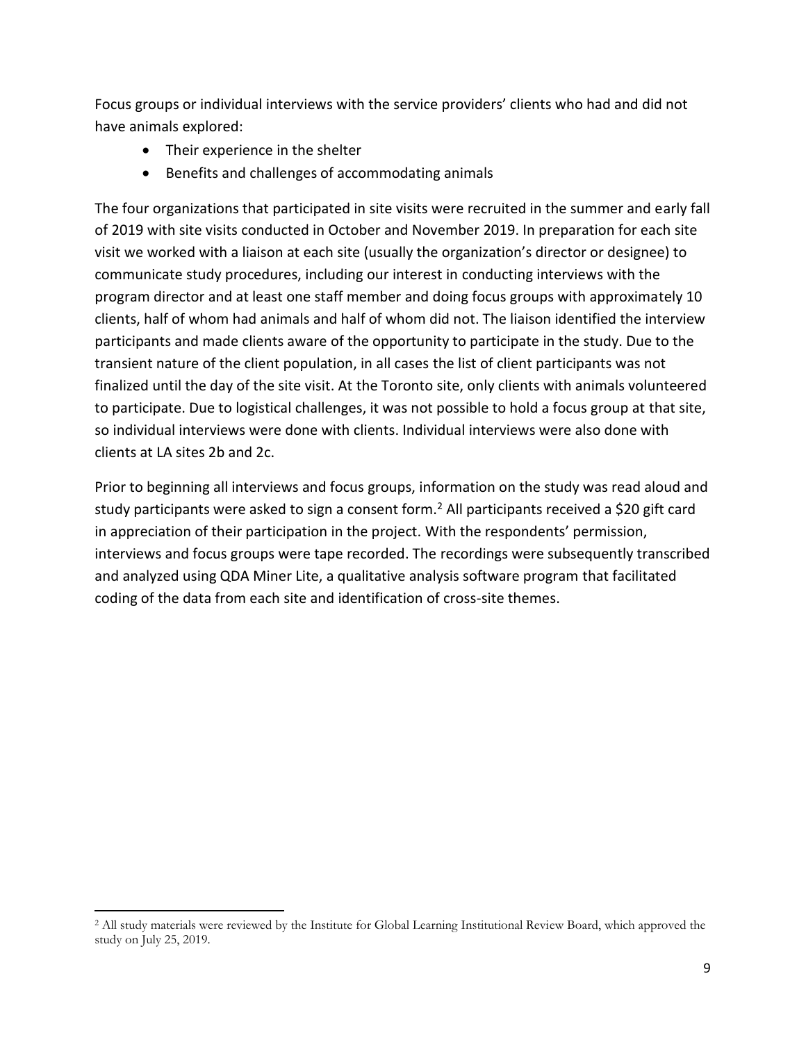Focus groups or individual interviews with the service providers' clients who had and did not have animals explored:

- Their experience in the shelter
- Benefits and challenges of accommodating animals

The four organizations that participated in site visits were recruited in the summer and early fall of 2019 with site visits conducted in October and November 2019. In preparation for each site visit we worked with a liaison at each site (usually the organization's director or designee) to communicate study procedures, including our interest in conducting interviews with the program director and at least one staff member and doing focus groups with approximately 10 clients, half of whom had animals and half of whom did not. The liaison identified the interview participants and made clients aware of the opportunity to participate in the study. Due to the transient nature of the client population, in all cases the list of client participants was not finalized until the day of the site visit. At the Toronto site, only clients with animals volunteered to participate. Due to logistical challenges, it was not possible to hold a focus group at that site, so individual interviews were done with clients. Individual interviews were also done with clients at LA sites 2b and 2c.

Prior to beginning all interviews and focus groups, information on the study was read aloud and study participants were asked to sign a consent form.[2] All participants received a $20 gift card in appreciation of their participation in the project. With the respondents' permission, interviews and focus groups were tape recorded. The recordings were subsequently transcribed and analyzed using QDA Miner Lite, a qualitative analysis software program that facilitated coding of the data from each site and identification of cross-site themes.

[2] All study materials were reviewed by the Institute for Global Learning Institutional Review Board, which approved the study on July 25, 2019.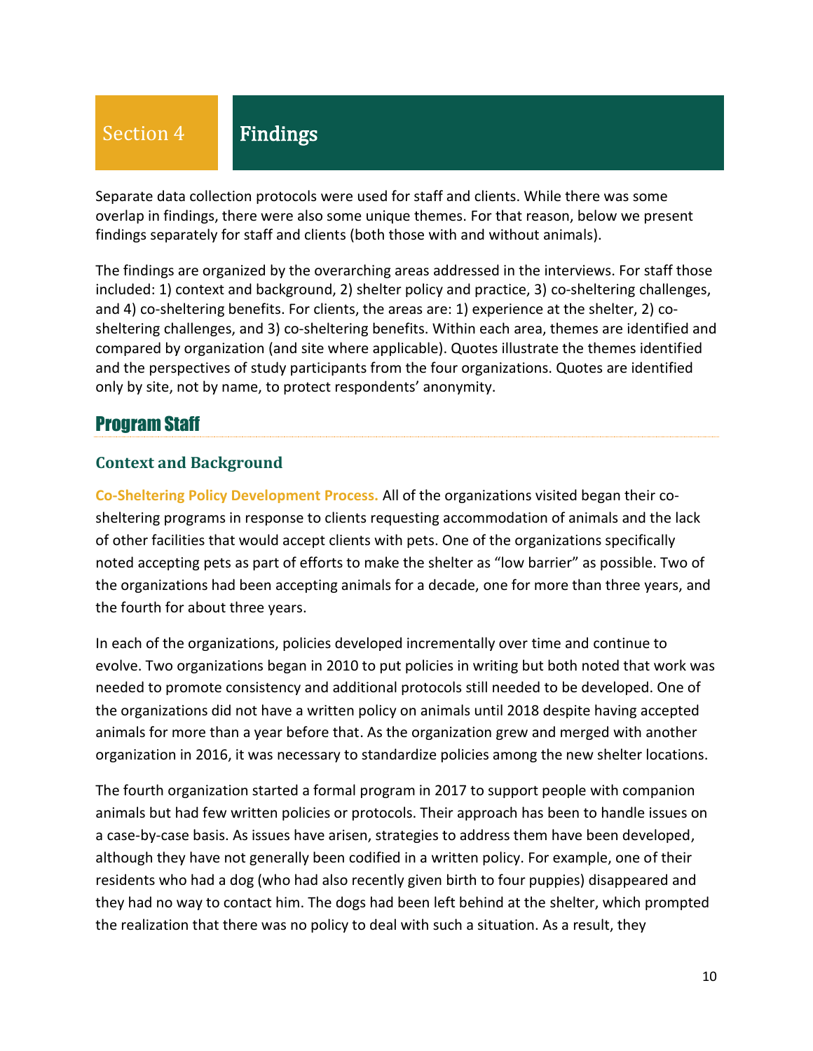# Section 4 Findings

Separate data collection protocols were used for staff and clients. While there was some overlap in findings, there were also some unique themes. For that reason, below we present findings separately for staff and clients (both those with and without animals).

The findings are organized by the overarching areas addressed in the interviews. For staff those included: 1) context and background, 2) shelter policy and practice, 3) co-sheltering challenges, and 4) co-sheltering benefits. For clients, the areas are: 1) experience at the shelter, 2) co-sheltering challenges, and 3) co-sheltering benefits. Within each area, themes are identified and compared by organization (and site where applicable). Quotes illustrate the themes identified and the perspectives of study participants from the four organizations. Quotes are identified only by site, not by name, to protect respondents' anonymity.

## Program Staff

### Context and Background

**Co-Sheltering Policy Development Process.** All of the organizations visited began their co-sheltering programs in response to clients requesting accommodation of animals and the lack of other facilities that would accept clients with pets. One of the organizations specifically noted accepting pets as part of efforts to make the shelter as "low barrier" as possible. Two of the organizations had been accepting animals for a decade, one for more than three years, and the fourth for about three years.

In each of the organizations, policies developed incrementally over time and continue to evolve. Two organizations began in 2010 to put policies in writing but both noted that work was needed to promote consistency and additional protocols still needed to be developed. One of the organizations did not have a written policy on animals until 2018 despite having accepted animals for more than a year before that. As the organization grew and merged with another organization in 2016, it was necessary to standardize policies among the new shelter locations.

The fourth organization started a formal program in 2017 to support people with companion animals but had few written policies or protocols. Their approach has been to handle issues on a case-by-case basis. As issues have arisen, strategies to address them have been developed, although they have not generally been codified in a written policy. For example, one of their residents who had a dog (who had also recently given birth to four puppies) disappeared and they had no way to contact him. The dogs had been left behind at the shelter, which prompted the realization that there was no policy to deal with such a situation. As a result, they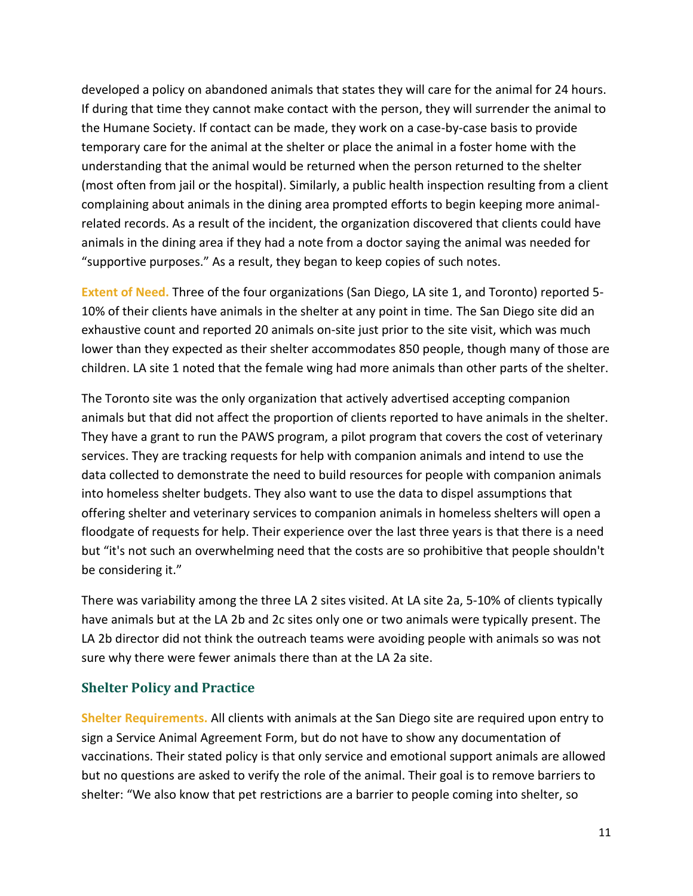developed a policy on abandoned animals that states they will care for the animal for 24 hours. If during that time they cannot make contact with the person, they will surrender the animal to the Humane Society. If contact can be made, they work on a case-by-case basis to provide temporary care for the animal at the shelter or place the animal in a foster home with the understanding that the animal would be returned when the person returned to the shelter (most often from jail or the hospital). Similarly, a public health inspection resulting from a client complaining about animals in the dining area prompted efforts to begin keeping more animal-related records. As a result of the incident, the organization discovered that clients could have animals in the dining area if they had a note from a doctor saying the animal was needed for "supportive purposes." As a result, they began to keep copies of such notes.

**Extent of Need.** Three of the four organizations (San Diego, LA site 1, and Toronto) reported 5-10% of their clients have animals in the shelter at any point in time. The San Diego site did an exhaustive count and reported 20 animals on-site just prior to the site visit, which was much lower than they expected as their shelter accommodates 850 people, though many of those are children. LA site 1 noted that the female wing had more animals than other parts of the shelter.

The Toronto site was the only organization that actively advertised accepting companion animals but that did not affect the proportion of clients reported to have animals in the shelter. They have a grant to run the PAWS program, a pilot program that covers the cost of veterinary services. They are tracking requests for help with companion animals and intend to use the data collected to demonstrate the need to build resources for people with companion animals into homeless shelter budgets. They also want to use the data to dispel assumptions that offering shelter and veterinary services to companion animals in homeless shelters will open a floodgate of requests for help. Their experience over the last three years is that there is a need but "it's not such an overwhelming need that the costs are so prohibitive that people shouldn't be considering it."

There was variability among the three LA 2 sites visited. At LA site 2a, 5-10% of clients typically have animals but at the LA 2b and 2c sites only one or two animals were typically present. The LA 2b director did not think the outreach teams were avoiding people with animals so was not sure why there were fewer animals there than at the LA 2a site.

## Shelter Policy and Practice

**Shelter Requirements.** All clients with animals at the San Diego site are required upon entry to sign a Service Animal Agreement Form, but do not have to show any documentation of vaccinations. Their stated policy is that only service and emotional support animals are allowed but no questions are asked to verify the role of the animal. Their goal is to remove barriers to shelter: "We also know that pet restrictions are a barrier to people coming into shelter, so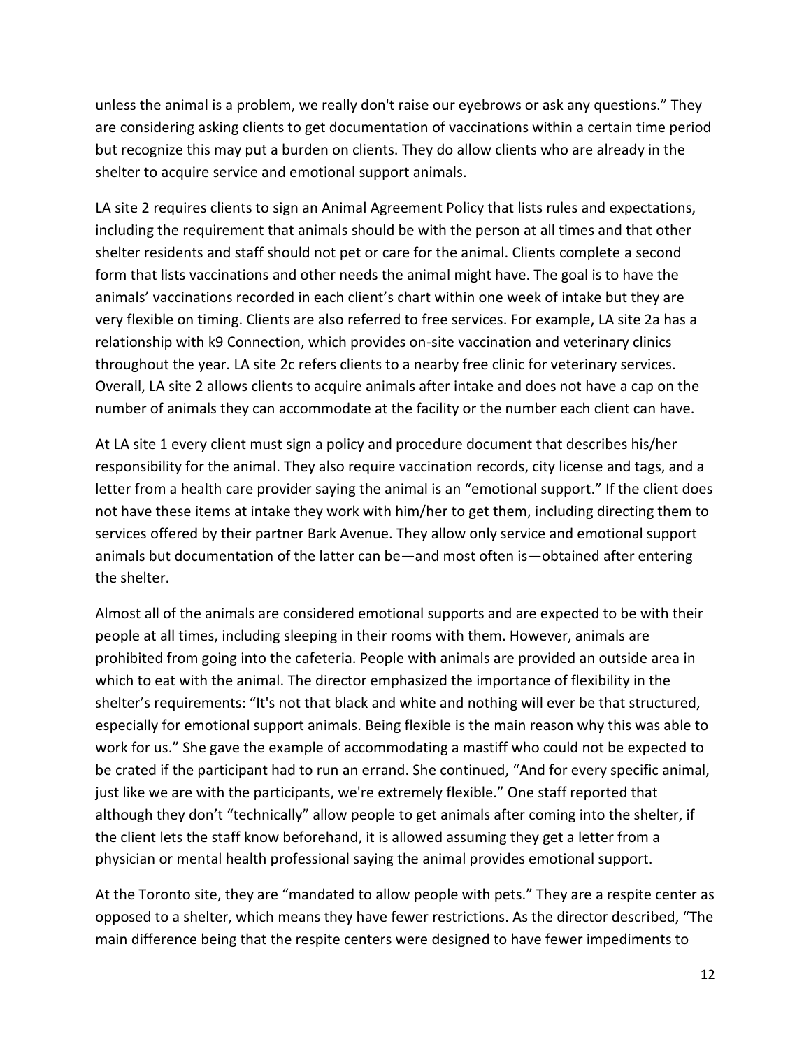unless the animal is a problem, we really don't raise our eyebrows or ask any questions." They are considering asking clients to get documentation of vaccinations within a certain time period but recognize this may put a burden on clients. They do allow clients who are already in the shelter to acquire service and emotional support animals.

LA site 2 requires clients to sign an Animal Agreement Policy that lists rules and expectations, including the requirement that animals should be with the person at all times and that other shelter residents and staff should not pet or care for the animal. Clients complete a second form that lists vaccinations and other needs the animal might have. The goal is to have the animals' vaccinations recorded in each client's chart within one week of intake but they are very flexible on timing. Clients are also referred to free services. For example, LA site 2a has a relationship with k9 Connection, which provides on-site vaccination and veterinary clinics throughout the year. LA site 2c refers clients to a nearby free clinic for veterinary services. Overall, LA site 2 allows clients to acquire animals after intake and does not have a cap on the number of animals they can accommodate at the facility or the number each client can have.

At LA site 1 every client must sign a policy and procedure document that describes his/her responsibility for the animal. They also require vaccination records, city license and tags, and a letter from a health care provider saying the animal is an "emotional support." If the client does not have these items at intake they work with him/her to get them, including directing them to services offered by their partner Bark Avenue. They allow only service and emotional support animals but documentation of the latter can be—and most often is—obtained after entering the shelter.

Almost all of the animals are considered emotional supports and are expected to be with their people at all times, including sleeping in their rooms with them. However, animals are prohibited from going into the cafeteria. People with animals are provided an outside area in which to eat with the animal. The director emphasized the importance of flexibility in the shelter's requirements: "It's not that black and white and nothing will ever be that structured, especially for emotional support animals. Being flexible is the main reason why this was able to work for us." She gave the example of accommodating a mastiff who could not be expected to be crated if the participant had to run an errand. She continued, "And for every specific animal, just like we are with the participants, we're extremely flexible." One staff reported that although they don't "technically" allow people to get animals after coming into the shelter, if the client lets the staff know beforehand, it is allowed assuming they get a letter from a physician or mental health professional saying the animal provides emotional support.

At the Toronto site, they are "mandated to allow people with pets." They are a respite center as opposed to a shelter, which means they have fewer restrictions. As the director described, "The main difference being that the respite centers were designed to have fewer impediments to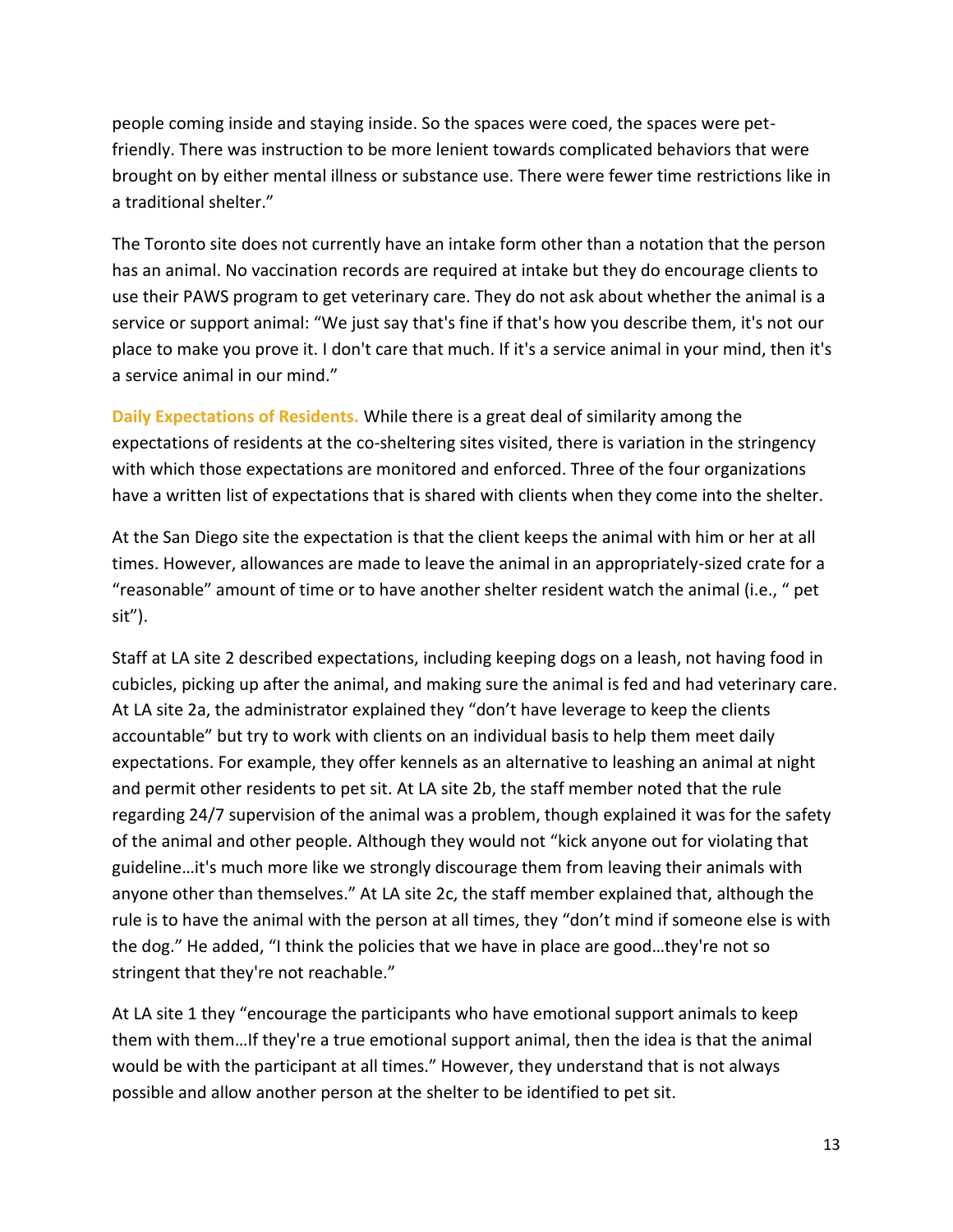people coming inside and staying inside. So the spaces were coed, the spaces were pet-friendly. There was instruction to be more lenient towards complicated behaviors that were brought on by either mental illness or substance use. There were fewer time restrictions like in a traditional shelter."

The Toronto site does not currently have an intake form other than a notation that the person has an animal. No vaccination records are required at intake but they do encourage clients to use their PAWS program to get veterinary care. They do not ask about whether the animal is a service or support animal: "We just say that's fine if that's how you describe them, it's not our place to make you prove it. I don't care that much. If it's a service animal in your mind, then it's a service animal in our mind."

**Daily Expectations of Residents.** While there is a great deal of similarity among the expectations of residents at the co-sheltering sites visited, there is variation in the stringency with which those expectations are monitored and enforced. Three of the four organizations have a written list of expectations that is shared with clients when they come into the shelter.

At the San Diego site the expectation is that the client keeps the animal with him or her at all times. However, allowances are made to leave the animal in an appropriately-sized crate for a "reasonable" amount of time or to have another shelter resident watch the animal (i.e., " pet sit").

Staff at LA site 2 described expectations, including keeping dogs on a leash, not having food in cubicles, picking up after the animal, and making sure the animal is fed and had veterinary care. At LA site 2a, the administrator explained they "don't have leverage to keep the clients accountable" but try to work with clients on an individual basis to help them meet daily expectations. For example, they offer kennels as an alternative to leashing an animal at night and permit other residents to pet sit. At LA site 2b, the staff member noted that the rule regarding 24/7 supervision of the animal was a problem, though explained it was for the safety of the animal and other people. Although they would not "kick anyone out for violating that guideline…it's much more like we strongly discourage them from leaving their animals with anyone other than themselves." At LA site 2c, the staff member explained that, although the rule is to have the animal with the person at all times, they "don't mind if someone else is with the dog." He added, "I think the policies that we have in place are good…they're not so stringent that they're not reachable."

At LA site 1 they "encourage the participants who have emotional support animals to keep them with them…If they're a true emotional support animal, then the idea is that the animal would be with the participant at all times." However, they understand that is not always possible and allow another person at the shelter to be identified to pet sit.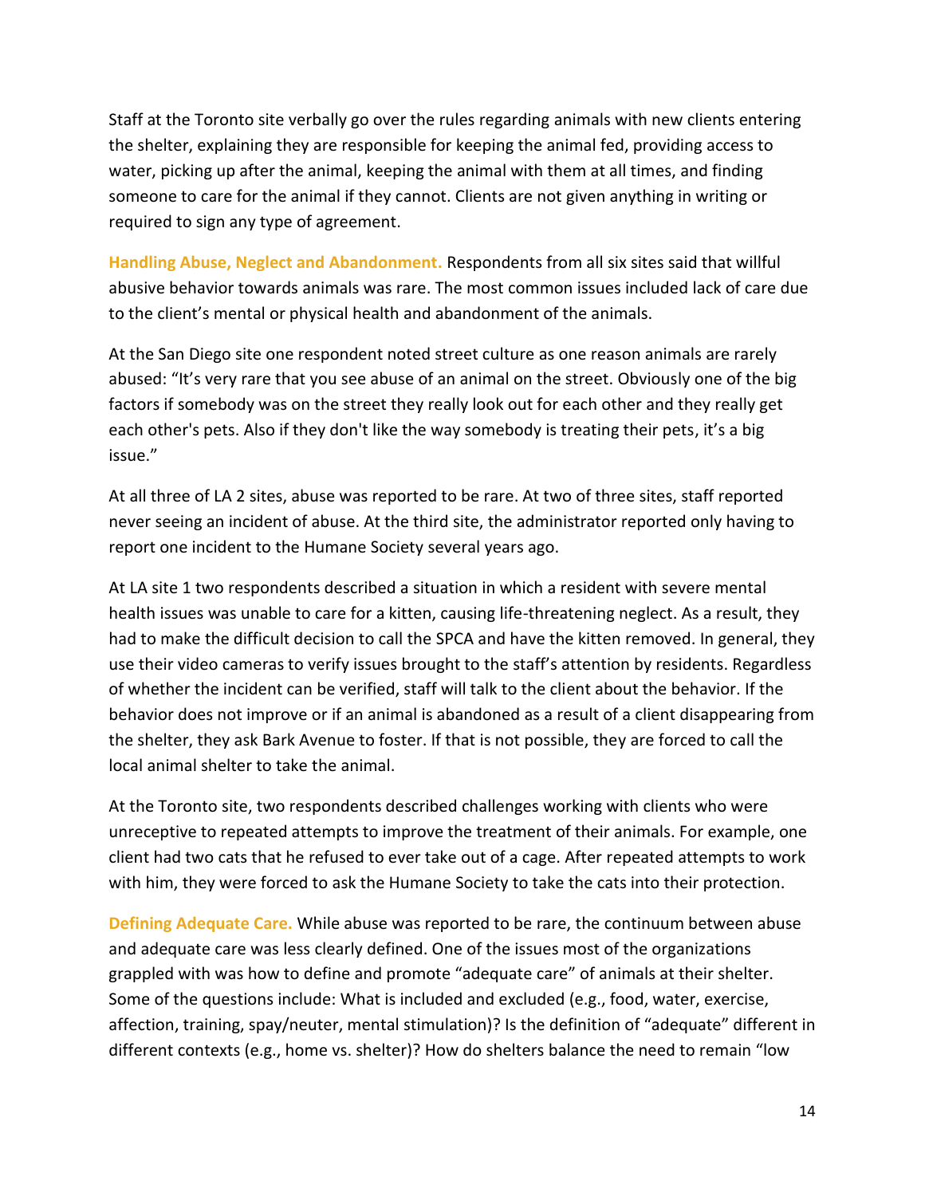Staff at the Toronto site verbally go over the rules regarding animals with new clients entering the shelter, explaining they are responsible for keeping the animal fed, providing access to water, picking up after the animal, keeping the animal with them at all times, and finding someone to care for the animal if they cannot. Clients are not given anything in writing or required to sign any type of agreement.

**Handling Abuse, Neglect and Abandonment.** Respondents from all six sites said that willful abusive behavior towards animals was rare. The most common issues included lack of care due to the client's mental or physical health and abandonment of the animals.

At the San Diego site one respondent noted street culture as one reason animals are rarely abused: "It's very rare that you see abuse of an animal on the street. Obviously one of the big factors if somebody was on the street they really look out for each other and they really get each other's pets. Also if they don't like the way somebody is treating their pets, it's a big issue."

At all three of LA 2 sites, abuse was reported to be rare. At two of three sites, staff reported never seeing an incident of abuse. At the third site, the administrator reported only having to report one incident to the Humane Society several years ago.

At LA site 1 two respondents described a situation in which a resident with severe mental health issues was unable to care for a kitten, causing life-threatening neglect. As a result, they had to make the difficult decision to call the SPCA and have the kitten removed. In general, they use their video cameras to verify issues brought to the staff's attention by residents. Regardless of whether the incident can be verified, staff will talk to the client about the behavior. If the behavior does not improve or if an animal is abandoned as a result of a client disappearing from the shelter, they ask Bark Avenue to foster. If that is not possible, they are forced to call the local animal shelter to take the animal.

At the Toronto site, two respondents described challenges working with clients who were unreceptive to repeated attempts to improve the treatment of their animals. For example, one client had two cats that he refused to ever take out of a cage. After repeated attempts to work with him, they were forced to ask the Humane Society to take the cats into their protection.

**Defining Adequate Care.** While abuse was reported to be rare, the continuum between abuse and adequate care was less clearly defined. One of the issues most of the organizations grappled with was how to define and promote "adequate care" of animals at their shelter. Some of the questions include: What is included and excluded (e.g., food, water, exercise, affection, training, spay/neuter, mental stimulation)? Is the definition of "adequate" different in different contexts (e.g., home vs. shelter)? How do shelters balance the need to remain "low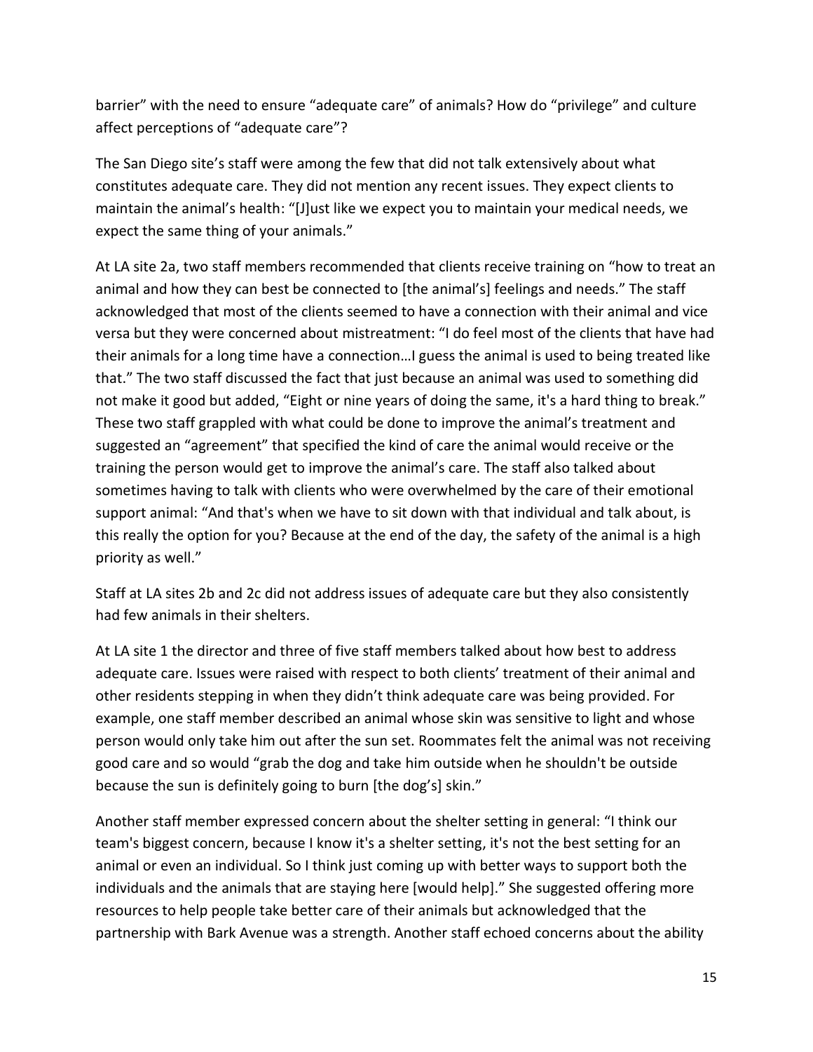barrier" with the need to ensure "adequate care" of animals? How do "privilege" and culture affect perceptions of "adequate care"?

The San Diego site's staff were among the few that did not talk extensively about what constitutes adequate care. They did not mention any recent issues. They expect clients to maintain the animal's health: "[J]ust like we expect you to maintain your medical needs, we expect the same thing of your animals."

At LA site 2a, two staff members recommended that clients receive training on "how to treat an animal and how they can best be connected to [the animal's] feelings and needs." The staff acknowledged that most of the clients seemed to have a connection with their animal and vice versa but they were concerned about mistreatment: "I do feel most of the clients that have had their animals for a long time have a connection…I guess the animal is used to being treated like that." The two staff discussed the fact that just because an animal was used to something did not make it good but added, "Eight or nine years of doing the same, it's a hard thing to break." These two staff grappled with what could be done to improve the animal's treatment and suggested an "agreement" that specified the kind of care the animal would receive or the training the person would get to improve the animal's care. The staff also talked about sometimes having to talk with clients who were overwhelmed by the care of their emotional support animal: "And that's when we have to sit down with that individual and talk about, is this really the option for you? Because at the end of the day, the safety of the animal is a high priority as well."

Staff at LA sites 2b and 2c did not address issues of adequate care but they also consistently had few animals in their shelters.

At LA site 1 the director and three of five staff members talked about how best to address adequate care. Issues were raised with respect to both clients' treatment of their animal and other residents stepping in when they didn't think adequate care was being provided. For example, one staff member described an animal whose skin was sensitive to light and whose person would only take him out after the sun set. Roommates felt the animal was not receiving good care and so would "grab the dog and take him outside when he shouldn't be outside because the sun is definitely going to burn [the dog's] skin."

Another staff member expressed concern about the shelter setting in general: "I think our team's biggest concern, because I know it's a shelter setting, it's not the best setting for an animal or even an individual. So I think just coming up with better ways to support both the individuals and the animals that are staying here [would help]." She suggested offering more resources to help people take better care of their animals but acknowledged that the partnership with Bark Avenue was a strength. Another staff echoed concerns about the ability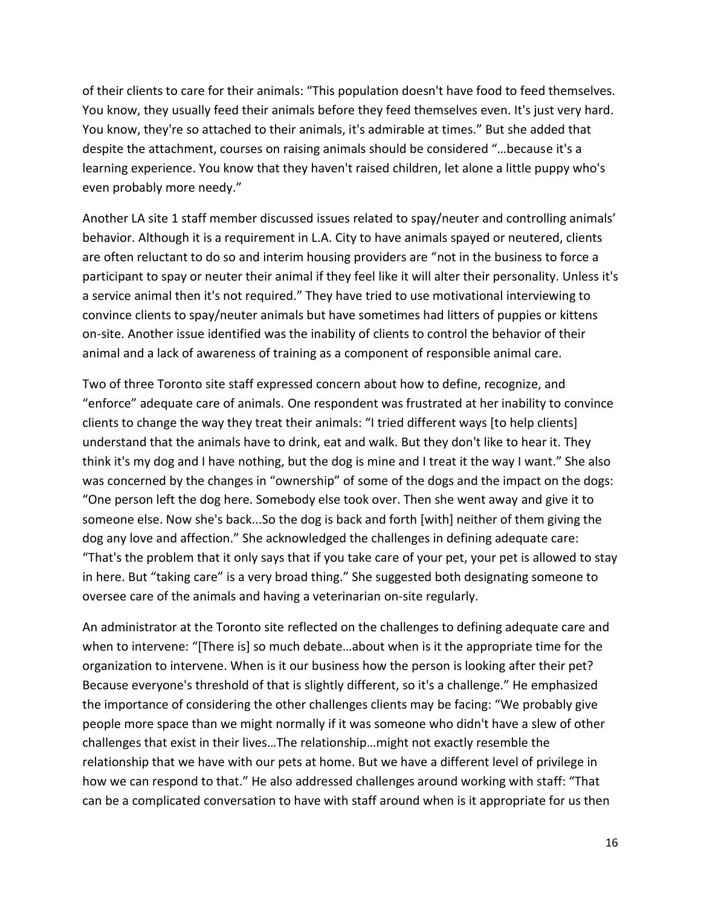of their clients to care for their animals: "This population doesn't have food to feed themselves. You know, they usually feed their animals before they feed themselves even. It's just very hard. You know, they're so attached to their animals, it's admirable at times." But she added that despite the attachment, courses on raising animals should be considered "…because it's a learning experience. You know that they haven't raised children, let alone a little puppy who's even probably more needy."

Another LA site 1 staff member discussed issues related to spay/neuter and controlling animals' behavior. Although it is a requirement in L.A. City to have animals spayed or neutered, clients are often reluctant to do so and interim housing providers are "not in the business to force a participant to spay or neuter their animal if they feel like it will alter their personality. Unless it's a service animal then it's not required." They have tried to use motivational interviewing to convince clients to spay/neuter animals but have sometimes had litters of puppies or kittens on-site. Another issue identified was the inability of clients to control the behavior of their animal and a lack of awareness of training as a component of responsible animal care.

Two of three Toronto site staff expressed concern about how to define, recognize, and "enforce" adequate care of animals. One respondent was frustrated at her inability to convince clients to change the way they treat their animals: "I tried different ways [to help clients] understand that the animals have to drink, eat and walk. But they don't like to hear it. They think it's my dog and I have nothing, but the dog is mine and I treat it the way I want." She also was concerned by the changes in "ownership" of some of the dogs and the impact on the dogs: "One person left the dog here. Somebody else took over. Then she went away and give it to someone else. Now she's back...So the dog is back and forth [with] neither of them giving the dog any love and affection." She acknowledged the challenges in defining adequate care: "That's the problem that it only says that if you take care of your pet, your pet is allowed to stay in here. But "taking care" is a very broad thing." She suggested both designating someone to oversee care of the animals and having a veterinarian on-site regularly.

An administrator at the Toronto site reflected on the challenges to defining adequate care and when to intervene: "[There is] so much debate…about when is it the appropriate time for the organization to intervene. When is it our business how the person is looking after their pet? Because everyone's threshold of that is slightly different, so it's a challenge." He emphasized the importance of considering the other challenges clients may be facing: "We probably give people more space than we might normally if it was someone who didn't have a slew of other challenges that exist in their lives…The relationship…might not exactly resemble the relationship that we have with our pets at home. But we have a different level of privilege in how we can respond to that." He also addressed challenges around working with staff: "That can be a complicated conversation to have with staff around when is it appropriate for us then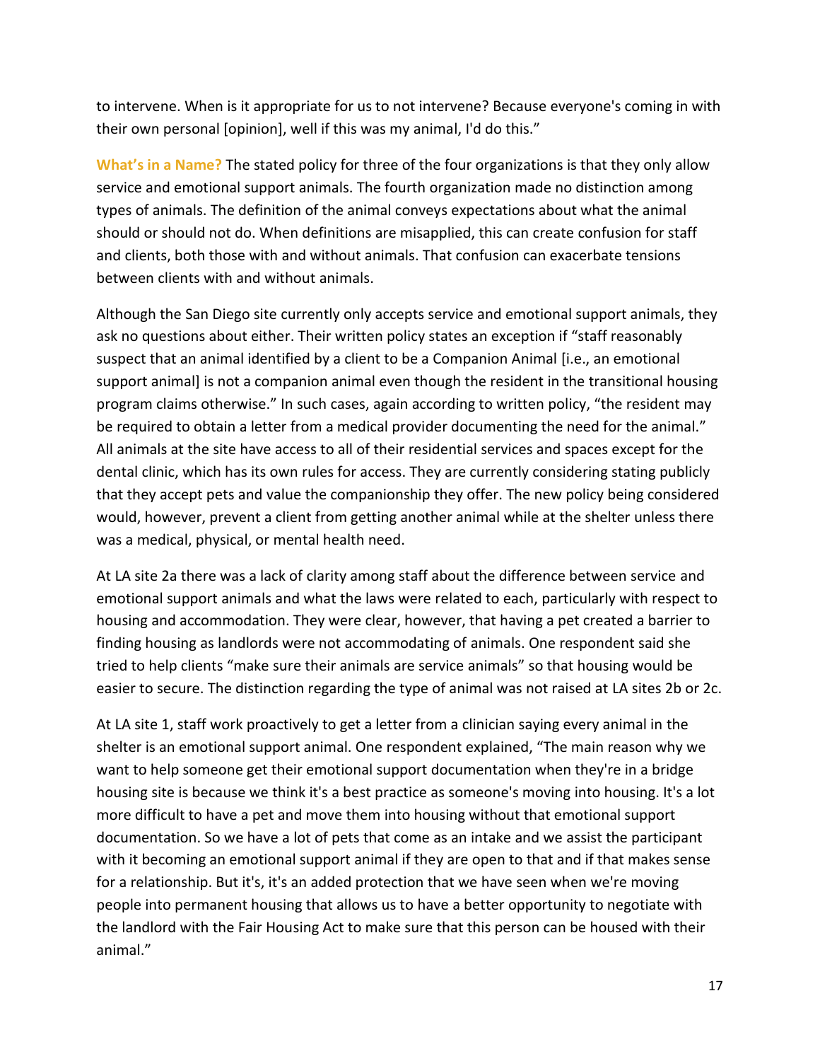to intervene. When is it appropriate for us to not intervene? Because everyone's coming in with their own personal [opinion], well if this was my animal, I'd do this."

**What's in a Name?** The stated policy for three of the four organizations is that they only allow service and emotional support animals. The fourth organization made no distinction among types of animals. The definition of the animal conveys expectations about what the animal should or should not do. When definitions are misapplied, this can create confusion for staff and clients, both those with and without animals. That confusion can exacerbate tensions between clients with and without animals.

Although the San Diego site currently only accepts service and emotional support animals, they ask no questions about either. Their written policy states an exception if "staff reasonably suspect that an animal identified by a client to be a Companion Animal [i.e., an emotional support animal] is not a companion animal even though the resident in the transitional housing program claims otherwise." In such cases, again according to written policy, "the resident may be required to obtain a letter from a medical provider documenting the need for the animal." All animals at the site have access to all of their residential services and spaces except for the dental clinic, which has its own rules for access. They are currently considering stating publicly that they accept pets and value the companionship they offer. The new policy being considered would, however, prevent a client from getting another animal while at the shelter unless there was a medical, physical, or mental health need.

At LA site 2a there was a lack of clarity among staff about the difference between service and emotional support animals and what the laws were related to each, particularly with respect to housing and accommodation. They were clear, however, that having a pet created a barrier to finding housing as landlords were not accommodating of animals. One respondent said she tried to help clients "make sure their animals are service animals" so that housing would be easier to secure. The distinction regarding the type of animal was not raised at LA sites 2b or 2c.

At LA site 1, staff work proactively to get a letter from a clinician saying every animal in the shelter is an emotional support animal. One respondent explained, "The main reason why we want to help someone get their emotional support documentation when they're in a bridge housing site is because we think it's a best practice as someone's moving into housing. It's a lot more difficult to have a pet and move them into housing without that emotional support documentation. So we have a lot of pets that come as an intake and we assist the participant with it becoming an emotional support animal if they are open to that and if that makes sense for a relationship. But it's, it's an added protection that we have seen when we're moving people into permanent housing that allows us to have a better opportunity to negotiate with the landlord with the Fair Housing Act to make sure that this person can be housed with their animal."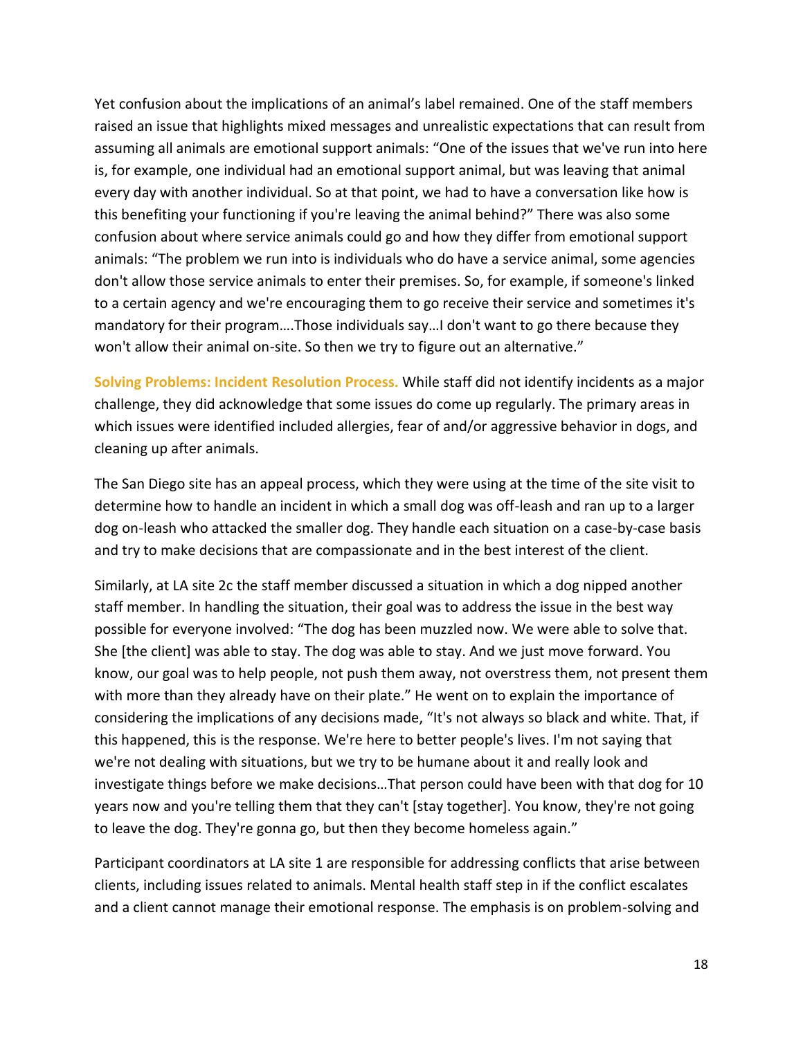Yet confusion about the implications of an animal's label remained. One of the staff members raised an issue that highlights mixed messages and unrealistic expectations that can result from assuming all animals are emotional support animals: "One of the issues that we've run into here is, for example, one individual had an emotional support animal, but was leaving that animal every day with another individual. So at that point, we had to have a conversation like how is this benefiting your functioning if you're leaving the animal behind?" There was also some confusion about where service animals could go and how they differ from emotional support animals: "The problem we run into is individuals who do have a service animal, some agencies don't allow those service animals to enter their premises. So, for example, if someone's linked to a certain agency and we're encouraging them to go receive their service and sometimes it's mandatory for their program….Those individuals say…I don't want to go there because they won't allow their animal on-site. So then we try to figure out an alternative."

**Solving Problems: Incident Resolution Process.** While staff did not identify incidents as a major challenge, they did acknowledge that some issues do come up regularly. The primary areas in which issues were identified included allergies, fear of and/or aggressive behavior in dogs, and cleaning up after animals.

The San Diego site has an appeal process, which they were using at the time of the site visit to determine how to handle an incident in which a small dog was off-leash and ran up to a larger dog on-leash who attacked the smaller dog. They handle each situation on a case-by-case basis and try to make decisions that are compassionate and in the best interest of the client.

Similarly, at LA site 2c the staff member discussed a situation in which a dog nipped another staff member. In handling the situation, their goal was to address the issue in the best way possible for everyone involved: "The dog has been muzzled now. We were able to solve that. She [the client] was able to stay. The dog was able to stay. And we just move forward. You know, our goal was to help people, not push them away, not overstress them, not present them with more than they already have on their plate." He went on to explain the importance of considering the implications of any decisions made, "It's not always so black and white. That, if this happened, this is the response. We're here to better people's lives. I'm not saying that we're not dealing with situations, but we try to be humane about it and really look and investigate things before we make decisions…That person could have been with that dog for 10 years now and you're telling them that they can't [stay together]. You know, they're not going to leave the dog. They're gonna go, but then they become homeless again."

Participant coordinators at LA site 1 are responsible for addressing conflicts that arise between clients, including issues related to animals. Mental health staff step in if the conflict escalates and a client cannot manage their emotional response. The emphasis is on problem-solving and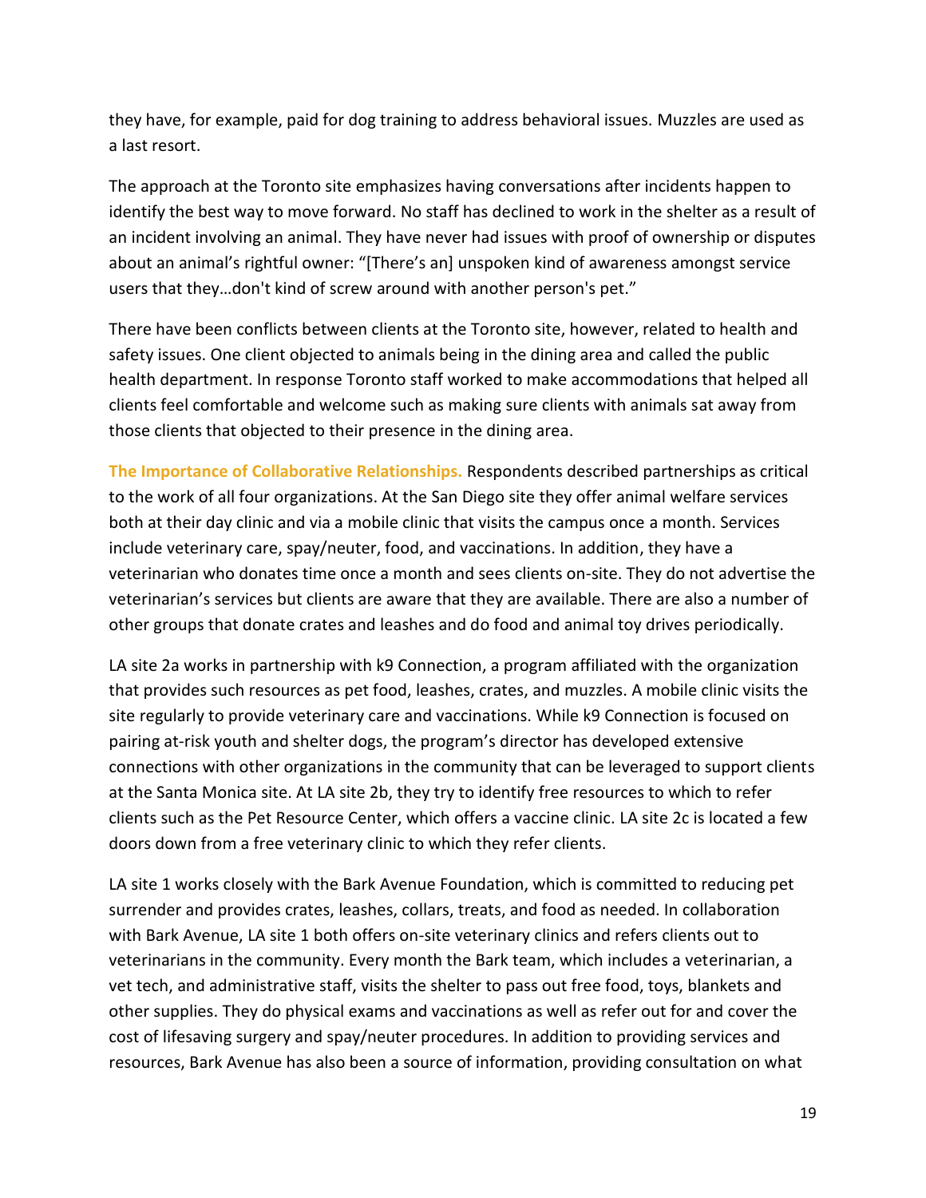they have, for example, paid for dog training to address behavioral issues. Muzzles are used as a last resort.

The approach at the Toronto site emphasizes having conversations after incidents happen to identify the best way to move forward. No staff has declined to work in the shelter as a result of an incident involving an animal. They have never had issues with proof of ownership or disputes about an animal's rightful owner: "[There's an] unspoken kind of awareness amongst service users that they…don't kind of screw around with another person's pet."

There have been conflicts between clients at the Toronto site, however, related to health and safety issues. One client objected to animals being in the dining area and called the public health department. In response Toronto staff worked to make accommodations that helped all clients feel comfortable and welcome such as making sure clients with animals sat away from those clients that objected to their presence in the dining area.

**The Importance of Collaborative Relationships.** Respondents described partnerships as critical to the work of all four organizations. At the San Diego site they offer animal welfare services both at their day clinic and via a mobile clinic that visits the campus once a month. Services include veterinary care, spay/neuter, food, and vaccinations. In addition, they have a veterinarian who donates time once a month and sees clients on-site. They do not advertise the veterinarian's services but clients are aware that they are available. There are also a number of other groups that donate crates and leashes and do food and animal toy drives periodically.

LA site 2a works in partnership with k9 Connection, a program affiliated with the organization that provides such resources as pet food, leashes, crates, and muzzles. A mobile clinic visits the site regularly to provide veterinary care and vaccinations. While k9 Connection is focused on pairing at-risk youth and shelter dogs, the program's director has developed extensive connections with other organizations in the community that can be leveraged to support clients at the Santa Monica site. At LA site 2b, they try to identify free resources to which to refer clients such as the Pet Resource Center, which offers a vaccine clinic. LA site 2c is located a few doors down from a free veterinary clinic to which they refer clients.

LA site 1 works closely with the Bark Avenue Foundation, which is committed to reducing pet surrender and provides crates, leashes, collars, treats, and food as needed. In collaboration with Bark Avenue, LA site 1 both offers on-site veterinary clinics and refers clients out to veterinarians in the community. Every month the Bark team, which includes a veterinarian, a vet tech, and administrative staff, visits the shelter to pass out free food, toys, blankets and other supplies. They do physical exams and vaccinations as well as refer out for and cover the cost of lifesaving surgery and spay/neuter procedures. In addition to providing services and resources, Bark Avenue has also been a source of information, providing consultation on what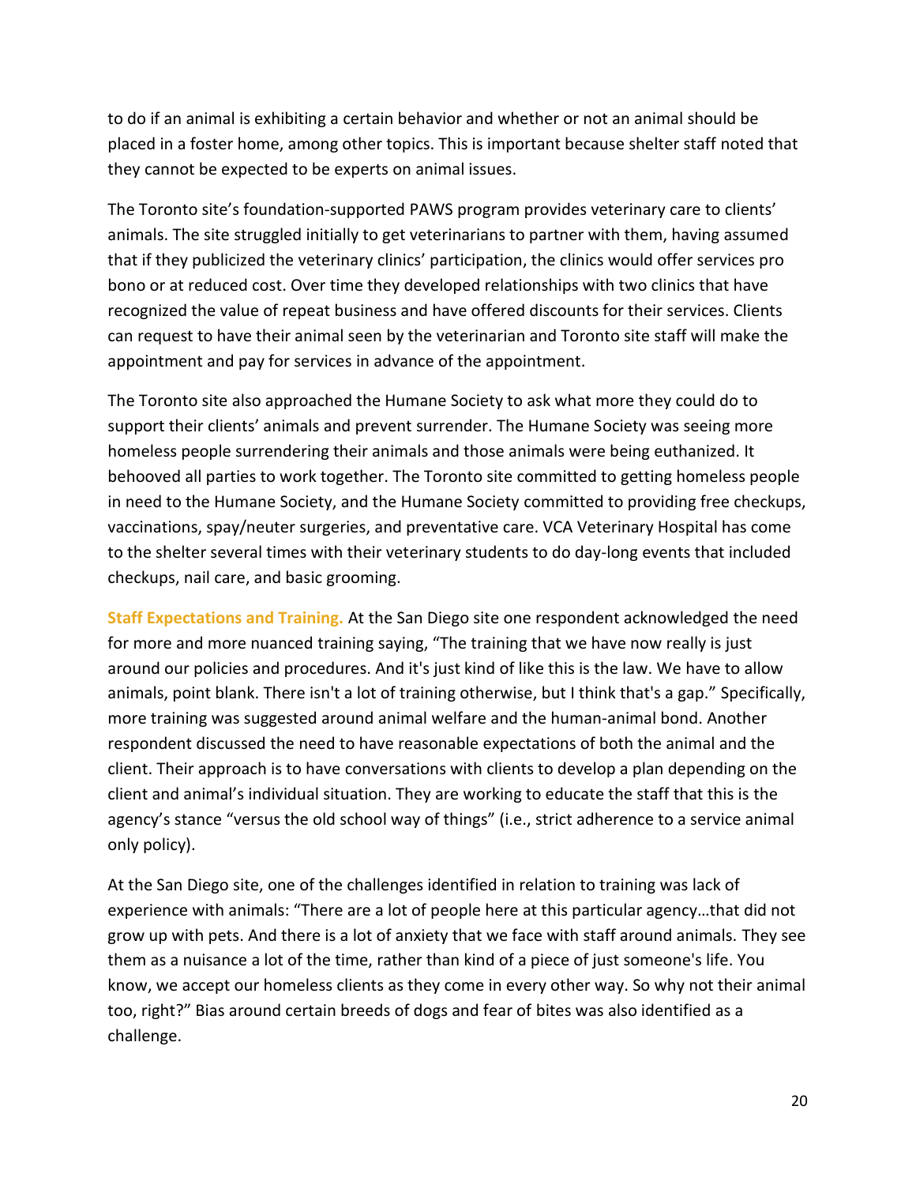to do if an animal is exhibiting a certain behavior and whether or not an animal should be placed in a foster home, among other topics. This is important because shelter staff noted that they cannot be expected to be experts on animal issues.

The Toronto site's foundation-supported PAWS program provides veterinary care to clients' animals. The site struggled initially to get veterinarians to partner with them, having assumed that if they publicized the veterinary clinics' participation, the clinics would offer services pro bono or at reduced cost. Over time they developed relationships with two clinics that have recognized the value of repeat business and have offered discounts for their services. Clients can request to have their animal seen by the veterinarian and Toronto site staff will make the appointment and pay for services in advance of the appointment.

The Toronto site also approached the Humane Society to ask what more they could do to support their clients' animals and prevent surrender. The Humane Society was seeing more homeless people surrendering their animals and those animals were being euthanized. It behooved all parties to work together. The Toronto site committed to getting homeless people in need to the Humane Society, and the Humane Society committed to providing free checkups, vaccinations, spay/neuter surgeries, and preventative care. VCA Veterinary Hospital has come to the shelter several times with their veterinary students to do day-long events that included checkups, nail care, and basic grooming.

**Staff Expectations and Training.** At the San Diego site one respondent acknowledged the need for more and more nuanced training saying, "The training that we have now really is just around our policies and procedures. And it's just kind of like this is the law. We have to allow animals, point blank. There isn't a lot of training otherwise, but I think that's a gap." Specifically, more training was suggested around animal welfare and the human-animal bond. Another respondent discussed the need to have reasonable expectations of both the animal and the client. Their approach is to have conversations with clients to develop a plan depending on the client and animal's individual situation. They are working to educate the staff that this is the agency's stance "versus the old school way of things" (i.e., strict adherence to a service animal only policy).

At the San Diego site, one of the challenges identified in relation to training was lack of experience with animals: "There are a lot of people here at this particular agency…that did not grow up with pets. And there is a lot of anxiety that we face with staff around animals. They see them as a nuisance a lot of the time, rather than kind of a piece of just someone's life. You know, we accept our homeless clients as they come in every other way. So why not their animal too, right?" Bias around certain breeds of dogs and fear of bites was also identified as a challenge.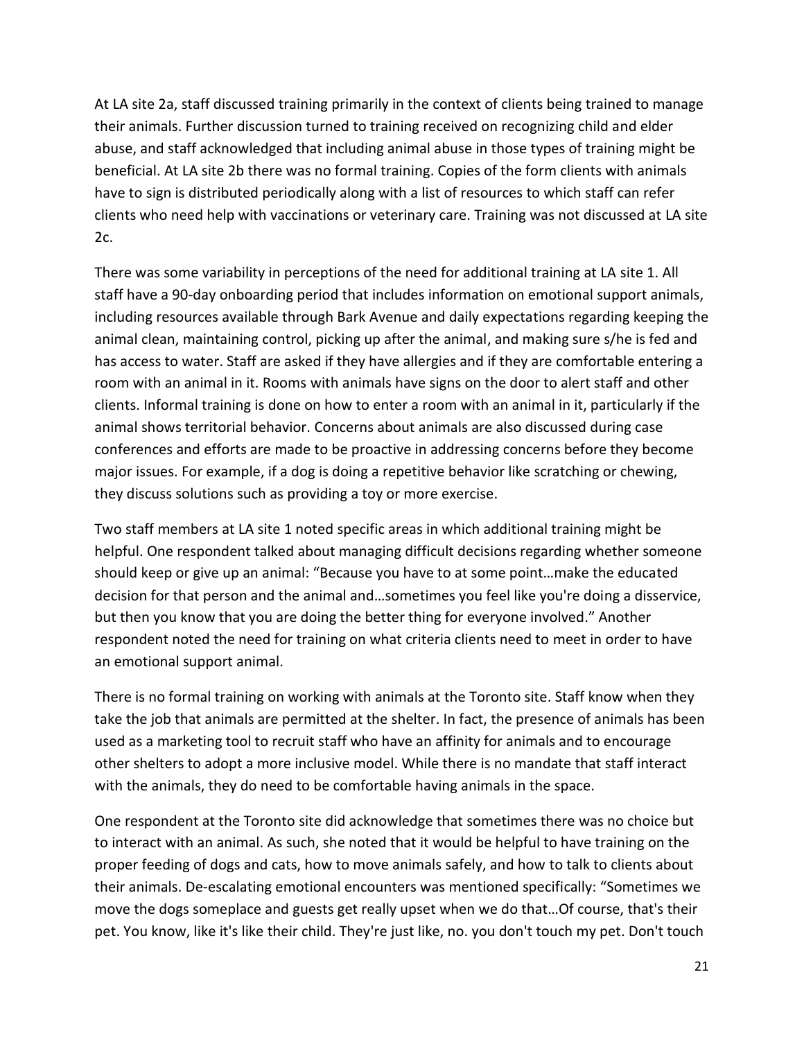At LA site 2a, staff discussed training primarily in the context of clients being trained to manage their animals. Further discussion turned to training received on recognizing child and elder abuse, and staff acknowledged that including animal abuse in those types of training might be beneficial. At LA site 2b there was no formal training. Copies of the form clients with animals have to sign is distributed periodically along with a list of resources to which staff can refer clients who need help with vaccinations or veterinary care. Training was not discussed at LA site 2c.

There was some variability in perceptions of the need for additional training at LA site 1. All staff have a 90-day onboarding period that includes information on emotional support animals, including resources available through Bark Avenue and daily expectations regarding keeping the animal clean, maintaining control, picking up after the animal, and making sure s/he is fed and has access to water. Staff are asked if they have allergies and if they are comfortable entering a room with an animal in it. Rooms with animals have signs on the door to alert staff and other clients. Informal training is done on how to enter a room with an animal in it, particularly if the animal shows territorial behavior. Concerns about animals are also discussed during case conferences and efforts are made to be proactive in addressing concerns before they become major issues. For example, if a dog is doing a repetitive behavior like scratching or chewing, they discuss solutions such as providing a toy or more exercise.

Two staff members at LA site 1 noted specific areas in which additional training might be helpful. One respondent talked about managing difficult decisions regarding whether someone should keep or give up an animal: "Because you have to at some point…make the educated decision for that person and the animal and…sometimes you feel like you're doing a disservice, but then you know that you are doing the better thing for everyone involved." Another respondent noted the need for training on what criteria clients need to meet in order to have an emotional support animal.

There is no formal training on working with animals at the Toronto site. Staff know when they take the job that animals are permitted at the shelter. In fact, the presence of animals has been used as a marketing tool to recruit staff who have an affinity for animals and to encourage other shelters to adopt a more inclusive model. While there is no mandate that staff interact with the animals, they do need to be comfortable having animals in the space.

One respondent at the Toronto site did acknowledge that sometimes there was no choice but to interact with an animal. As such, she noted that it would be helpful to have training on the proper feeding of dogs and cats, how to move animals safely, and how to talk to clients about their animals. De-escalating emotional encounters was mentioned specifically: "Sometimes we move the dogs someplace and guests get really upset when we do that…Of course, that's their pet. You know, like it's like their child. They're just like, no. you don't touch my pet. Don't touch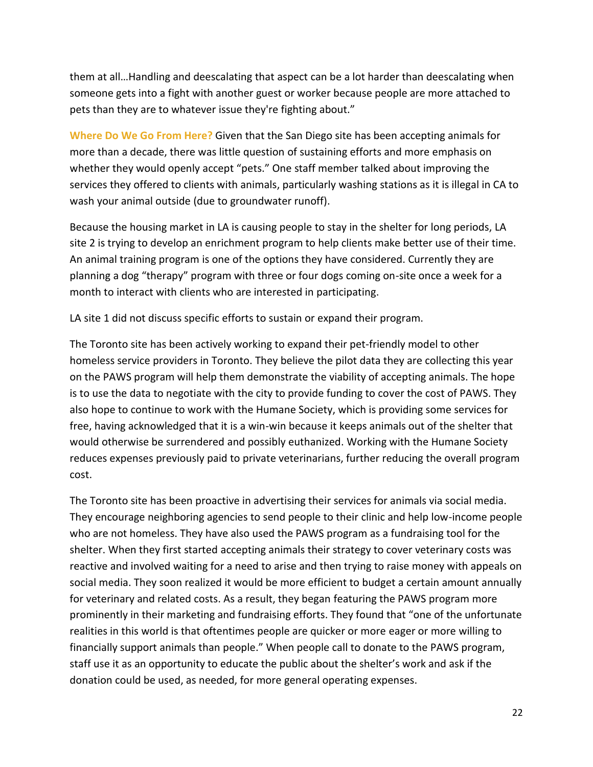them at all…Handling and deescalating that aspect can be a lot harder than deescalating when someone gets into a fight with another guest or worker because people are more attached to pets than they are to whatever issue they're fighting about."

**Where Do We Go From Here?** Given that the San Diego site has been accepting animals for more than a decade, there was little question of sustaining efforts and more emphasis on whether they would openly accept "pets." One staff member talked about improving the services they offered to clients with animals, particularly washing stations as it is illegal in CA to wash your animal outside (due to groundwater runoff).

Because the housing market in LA is causing people to stay in the shelter for long periods, LA site 2 is trying to develop an enrichment program to help clients make better use of their time. An animal training program is one of the options they have considered. Currently they are planning a dog "therapy" program with three or four dogs coming on-site once a week for a month to interact with clients who are interested in participating.

LA site 1 did not discuss specific efforts to sustain or expand their program.

The Toronto site has been actively working to expand their pet-friendly model to other homeless service providers in Toronto. They believe the pilot data they are collecting this year on the PAWS program will help them demonstrate the viability of accepting animals. The hope is to use the data to negotiate with the city to provide funding to cover the cost of PAWS. They also hope to continue to work with the Humane Society, which is providing some services for free, having acknowledged that it is a win-win because it keeps animals out of the shelter that would otherwise be surrendered and possibly euthanized. Working with the Humane Society reduces expenses previously paid to private veterinarians, further reducing the overall program cost.

The Toronto site has been proactive in advertising their services for animals via social media. They encourage neighboring agencies to send people to their clinic and help low-income people who are not homeless. They have also used the PAWS program as a fundraising tool for the shelter. When they first started accepting animals their strategy to cover veterinary costs was reactive and involved waiting for a need to arise and then trying to raise money with appeals on social media. They soon realized it would be more efficient to budget a certain amount annually for veterinary and related costs. As a result, they began featuring the PAWS program more prominently in their marketing and fundraising efforts. They found that "one of the unfortunate realities in this world is that oftentimes people are quicker or more eager or more willing to financially support animals than people." When people call to donate to the PAWS program, staff use it as an opportunity to educate the public about the shelter's work and ask if the donation could be used, as needed, for more general operating expenses.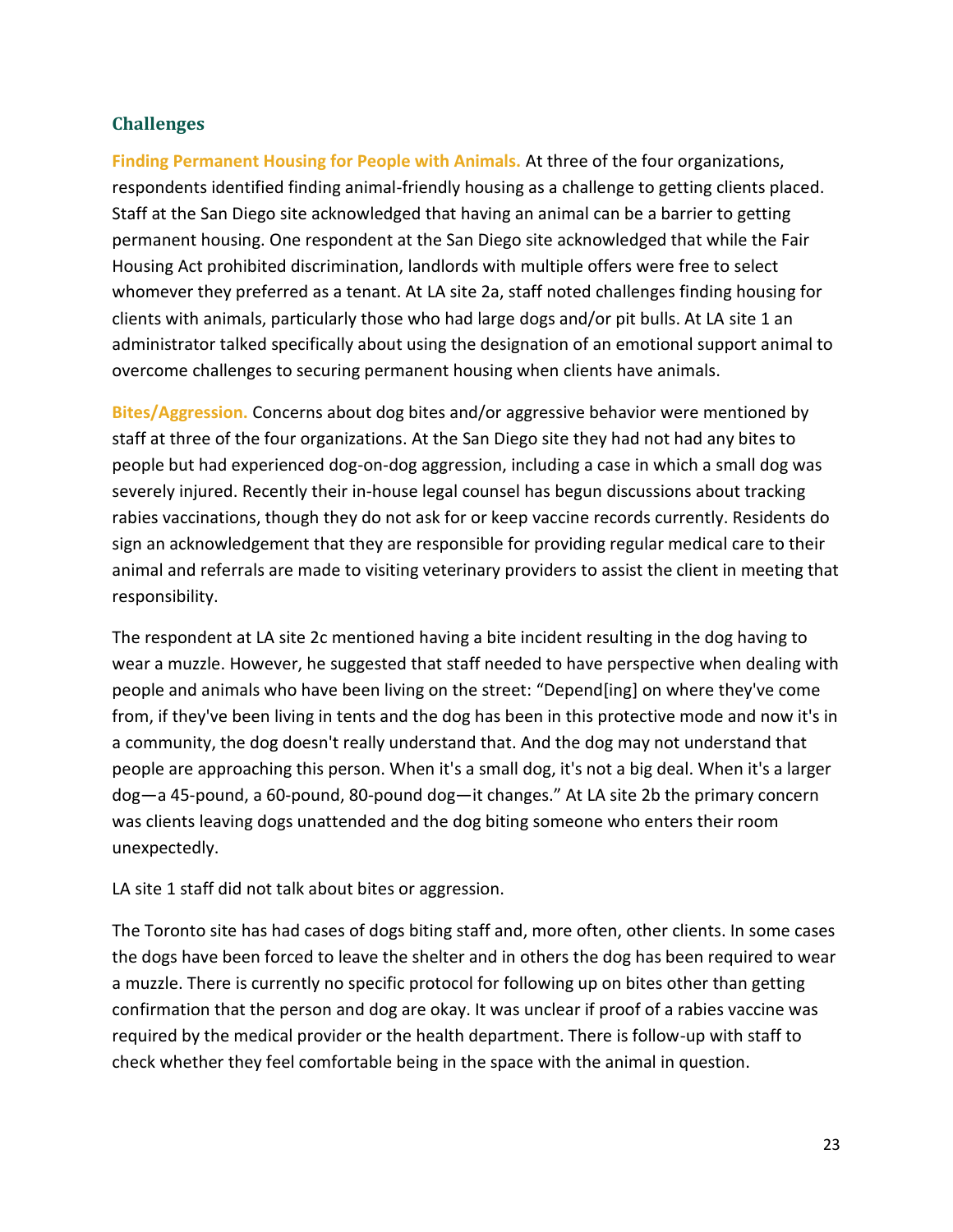## Challenges

**Finding Permanent Housing for People with Animals.** At three of the four organizations, respondents identified finding animal-friendly housing as a challenge to getting clients placed. Staff at the San Diego site acknowledged that having an animal can be a barrier to getting permanent housing. One respondent at the San Diego site acknowledged that while the Fair Housing Act prohibited discrimination, landlords with multiple offers were free to select whomever they preferred as a tenant. At LA site 2a, staff noted challenges finding housing for clients with animals, particularly those who had large dogs and/or pit bulls. At LA site 1 an administrator talked specifically about using the designation of an emotional support animal to overcome challenges to securing permanent housing when clients have animals.

**Bites/Aggression.** Concerns about dog bites and/or aggressive behavior were mentioned by staff at three of the four organizations. At the San Diego site they had not had any bites to people but had experienced dog-on-dog aggression, including a case in which a small dog was severely injured. Recently their in-house legal counsel has begun discussions about tracking rabies vaccinations, though they do not ask for or keep vaccine records currently. Residents do sign an acknowledgement that they are responsible for providing regular medical care to their animal and referrals are made to visiting veterinary providers to assist the client in meeting that responsibility.

The respondent at LA site 2c mentioned having a bite incident resulting in the dog having to wear a muzzle. However, he suggested that staff needed to have perspective when dealing with people and animals who have been living on the street: "Depend[ing] on where they've come from, if they've been living in tents and the dog has been in this protective mode and now it's in a community, the dog doesn't really understand that. And the dog may not understand that people are approaching this person. When it's a small dog, it's not a big deal. When it's a larger dog—a 45-pound, a 60-pound, 80-pound dog—it changes." At LA site 2b the primary concern was clients leaving dogs unattended and the dog biting someone who enters their room unexpectedly.

LA site 1 staff did not talk about bites or aggression.

The Toronto site has had cases of dogs biting staff and, more often, other clients. In some cases the dogs have been forced to leave the shelter and in others the dog has been required to wear a muzzle. There is currently no specific protocol for following up on bites other than getting confirmation that the person and dog are okay. It was unclear if proof of a rabies vaccine was required by the medical provider or the health department. There is follow-up with staff to check whether they feel comfortable being in the space with the animal in question.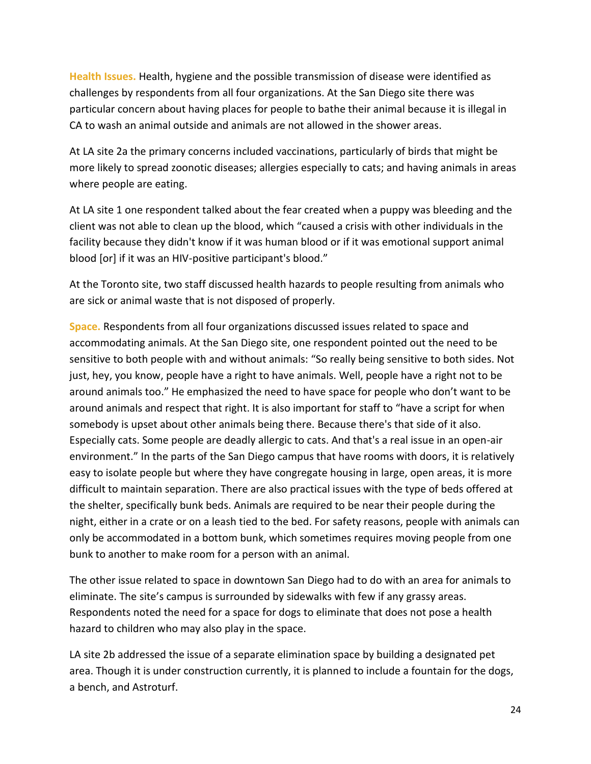**Health Issues.** Health, hygiene and the possible transmission of disease were identified as challenges by respondents from all four organizations. At the San Diego site there was particular concern about having places for people to bathe their animal because it is illegal in CA to wash an animal outside and animals are not allowed in the shower areas.

At LA site 2a the primary concerns included vaccinations, particularly of birds that might be more likely to spread zoonotic diseases; allergies especially to cats; and having animals in areas where people are eating.

At LA site 1 one respondent talked about the fear created when a puppy was bleeding and the client was not able to clean up the blood, which "caused a crisis with other individuals in the facility because they didn't know if it was human blood or if it was emotional support animal blood [or] if it was an HIV-positive participant's blood."

At the Toronto site, two staff discussed health hazards to people resulting from animals who are sick or animal waste that is not disposed of properly.

**Space.** Respondents from all four organizations discussed issues related to space and accommodating animals. At the San Diego site, one respondent pointed out the need to be sensitive to both people with and without animals: "So really being sensitive to both sides. Not just, hey, you know, people have a right to have animals. Well, people have a right not to be around animals too." He emphasized the need to have space for people who don't want to be around animals and respect that right. It is also important for staff to "have a script for when somebody is upset about other animals being there. Because there's that side of it also. Especially cats. Some people are deadly allergic to cats. And that's a real issue in an open-air environment." In the parts of the San Diego campus that have rooms with doors, it is relatively easy to isolate people but where they have congregate housing in large, open areas, it is more difficult to maintain separation. There are also practical issues with the type of beds offered at the shelter, specifically bunk beds. Animals are required to be near their people during the night, either in a crate or on a leash tied to the bed. For safety reasons, people with animals can only be accommodated in a bottom bunk, which sometimes requires moving people from one bunk to another to make room for a person with an animal.

The other issue related to space in downtown San Diego had to do with an area for animals to eliminate. The site's campus is surrounded by sidewalks with few if any grassy areas. Respondents noted the need for a space for dogs to eliminate that does not pose a health hazard to children who may also play in the space.

LA site 2b addressed the issue of a separate elimination space by building a designated pet area. Though it is under construction currently, it is planned to include a fountain for the dogs, a bench, and Astroturf.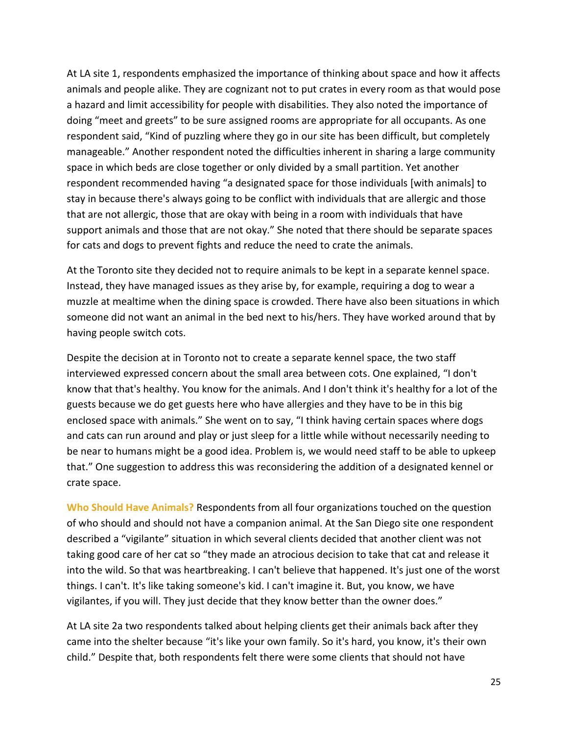At LA site 1, respondents emphasized the importance of thinking about space and how it affects animals and people alike. They are cognizant not to put crates in every room as that would pose a hazard and limit accessibility for people with disabilities. They also noted the importance of doing "meet and greets" to be sure assigned rooms are appropriate for all occupants. As one respondent said, "Kind of puzzling where they go in our site has been difficult, but completely manageable." Another respondent noted the difficulties inherent in sharing a large community space in which beds are close together or only divided by a small partition. Yet another respondent recommended having "a designated space for those individuals [with animals] to stay in because there's always going to be conflict with individuals that are allergic and those that are not allergic, those that are okay with being in a room with individuals that have support animals and those that are not okay." She noted that there should be separate spaces for cats and dogs to prevent fights and reduce the need to crate the animals.

At the Toronto site they decided not to require animals to be kept in a separate kennel space. Instead, they have managed issues as they arise by, for example, requiring a dog to wear a muzzle at mealtime when the dining space is crowded. There have also been situations in which someone did not want an animal in the bed next to his/hers. They have worked around that by having people switch cots.

Despite the decision at in Toronto not to create a separate kennel space, the two staff interviewed expressed concern about the small area between cots. One explained, "I don't know that that's healthy. You know for the animals. And I don't think it's healthy for a lot of the guests because we do get guests here who have allergies and they have to be in this big enclosed space with animals." She went on to say, "I think having certain spaces where dogs and cats can run around and play or just sleep for a little while without necessarily needing to be near to humans might be a good idea. Problem is, we would need staff to be able to upkeep that." One suggestion to address this was reconsidering the addition of a designated kennel or crate space.

**Who Should Have Animals?** Respondents from all four organizations touched on the question of who should and should not have a companion animal. At the San Diego site one respondent described a "vigilante" situation in which several clients decided that another client was not taking good care of her cat so "they made an atrocious decision to take that cat and release it into the wild. So that was heartbreaking. I can't believe that happened. It's just one of the worst things. I can't. It's like taking someone's kid. I can't imagine it. But, you know, we have vigilantes, if you will. They just decide that they know better than the owner does."

At LA site 2a two respondents talked about helping clients get their animals back after they came into the shelter because "it's like your own family. So it's hard, you know, it's their own child." Despite that, both respondents felt there were some clients that should not have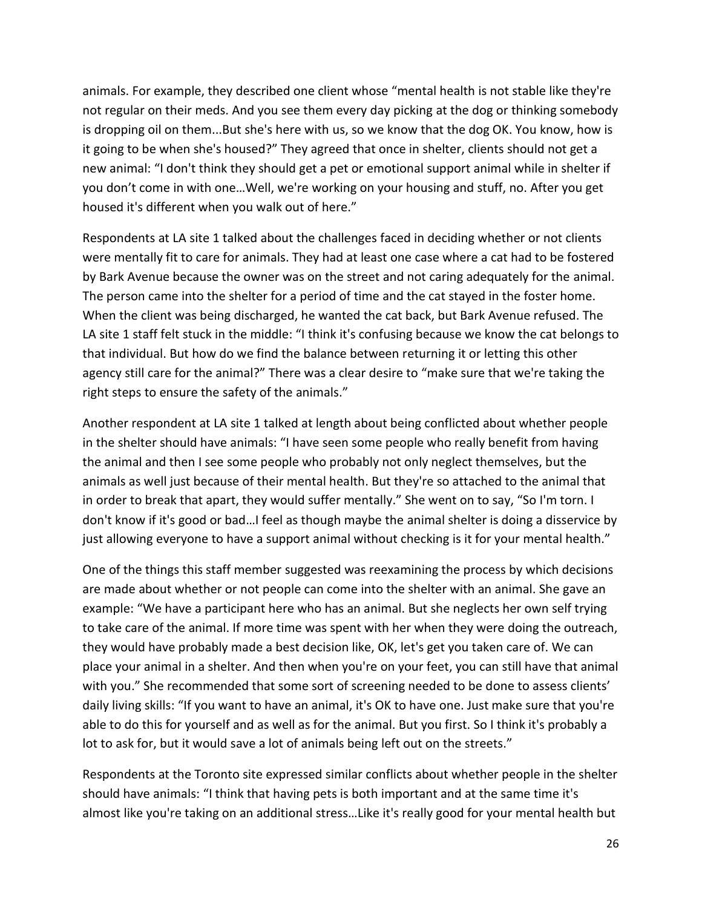animals. For example, they described one client whose "mental health is not stable like they're not regular on their meds. And you see them every day picking at the dog or thinking somebody is dropping oil on them...But she's here with us, so we know that the dog OK. You know, how is it going to be when she's housed?" They agreed that once in shelter, clients should not get a new animal: "I don't think they should get a pet or emotional support animal while in shelter if you don't come in with one…Well, we're working on your housing and stuff, no. After you get housed it's different when you walk out of here."

Respondents at LA site 1 talked about the challenges faced in deciding whether or not clients were mentally fit to care for animals. They had at least one case where a cat had to be fostered by Bark Avenue because the owner was on the street and not caring adequately for the animal. The person came into the shelter for a period of time and the cat stayed in the foster home. When the client was being discharged, he wanted the cat back, but Bark Avenue refused. The LA site 1 staff felt stuck in the middle: "I think it's confusing because we know the cat belongs to that individual. But how do we find the balance between returning it or letting this other agency still care for the animal?" There was a clear desire to "make sure that we're taking the right steps to ensure the safety of the animals."

Another respondent at LA site 1 talked at length about being conflicted about whether people in the shelter should have animals: "I have seen some people who really benefit from having the animal and then I see some people who probably not only neglect themselves, but the animals as well just because of their mental health. But they're so attached to the animal that in order to break that apart, they would suffer mentally." She went on to say, "So I'm torn. I don't know if it's good or bad…I feel as though maybe the animal shelter is doing a disservice by just allowing everyone to have a support animal without checking is it for your mental health."

One of the things this staff member suggested was reexamining the process by which decisions are made about whether or not people can come into the shelter with an animal. She gave an example: "We have a participant here who has an animal. But she neglects her own self trying to take care of the animal. If more time was spent with her when they were doing the outreach, they would have probably made a best decision like, OK, let's get you taken care of. We can place your animal in a shelter. And then when you're on your feet, you can still have that animal with you." She recommended that some sort of screening needed to be done to assess clients' daily living skills: "If you want to have an animal, it's OK to have one. Just make sure that you're able to do this for yourself and as well as for the animal. But you first. So I think it's probably a lot to ask for, but it would save a lot of animals being left out on the streets."

Respondents at the Toronto site expressed similar conflicts about whether people in the shelter should have animals: "I think that having pets is both important and at the same time it's almost like you're taking on an additional stress…Like it's really good for your mental health but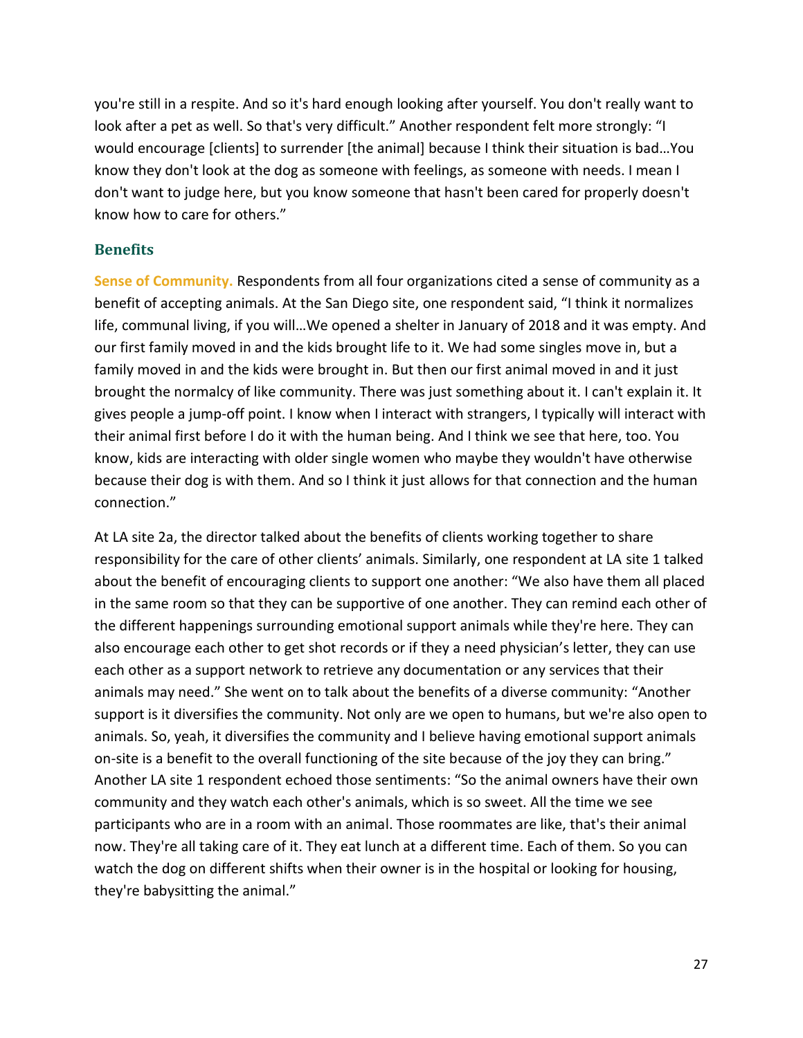you're still in a respite. And so it's hard enough looking after yourself. You don't really want to look after a pet as well. So that's very difficult." Another respondent felt more strongly: "I would encourage [clients] to surrender [the animal] because I think their situation is bad…You know they don't look at the dog as someone with feelings, as someone with needs. I mean I don't want to judge here, but you know someone that hasn't been cared for properly doesn't know how to care for others."

### Benefits

**Sense of Community.** Respondents from all four organizations cited a sense of community as a benefit of accepting animals. At the San Diego site, one respondent said, "I think it normalizes life, communal living, if you will…We opened a shelter in January of 2018 and it was empty. And our first family moved in and the kids brought life to it. We had some singles move in, but a family moved in and the kids were brought in. But then our first animal moved in and it just brought the normalcy of like community. There was just something about it. I can't explain it. It gives people a jump-off point. I know when I interact with strangers, I typically will interact with their animal first before I do it with the human being. And I think we see that here, too. You know, kids are interacting with older single women who maybe they wouldn't have otherwise because their dog is with them. And so I think it just allows for that connection and the human connection."

At LA site 2a, the director talked about the benefits of clients working together to share responsibility for the care of other clients' animals. Similarly, one respondent at LA site 1 talked about the benefit of encouraging clients to support one another: "We also have them all placed in the same room so that they can be supportive of one another. They can remind each other of the different happenings surrounding emotional support animals while they're here. They can also encourage each other to get shot records or if they a need physician's letter, they can use each other as a support network to retrieve any documentation or any services that their animals may need." She went on to talk about the benefits of a diverse community: "Another support is it diversifies the community. Not only are we open to humans, but we're also open to animals. So, yeah, it diversifies the community and I believe having emotional support animals on-site is a benefit to the overall functioning of the site because of the joy they can bring." Another LA site 1 respondent echoed those sentiments: "So the animal owners have their own community and they watch each other's animals, which is so sweet. All the time we see participants who are in a room with an animal. Those roommates are like, that's their animal now. They're all taking care of it. They eat lunch at a different time. Each of them. So you can watch the dog on different shifts when their owner is in the hospital or looking for housing, they're babysitting the animal."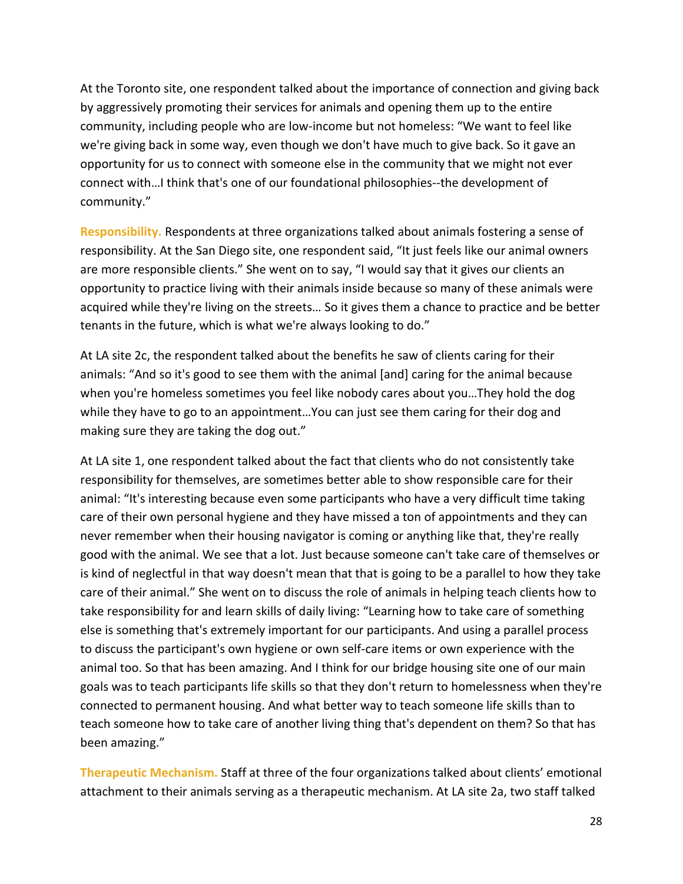At the Toronto site, one respondent talked about the importance of connection and giving back by aggressively promoting their services for animals and opening them up to the entire community, including people who are low-income but not homeless: "We want to feel like we're giving back in some way, even though we don't have much to give back. So it gave an opportunity for us to connect with someone else in the community that we might not ever connect with…I think that's one of our foundational philosophies--the development of community."

**Responsibility.** Respondents at three organizations talked about animals fostering a sense of responsibility. At the San Diego site, one respondent said, "It just feels like our animal owners are more responsible clients." She went on to say, "I would say that it gives our clients an opportunity to practice living with their animals inside because so many of these animals were acquired while they're living on the streets… So it gives them a chance to practice and be better tenants in the future, which is what we're always looking to do."

At LA site 2c, the respondent talked about the benefits he saw of clients caring for their animals: "And so it's good to see them with the animal [and] caring for the animal because when you're homeless sometimes you feel like nobody cares about you…They hold the dog while they have to go to an appointment…You can just see them caring for their dog and making sure they are taking the dog out."

At LA site 1, one respondent talked about the fact that clients who do not consistently take responsibility for themselves, are sometimes better able to show responsible care for their animal: "It's interesting because even some participants who have a very difficult time taking care of their own personal hygiene and they have missed a ton of appointments and they can never remember when their housing navigator is coming or anything like that, they're really good with the animal. We see that a lot. Just because someone can't take care of themselves or is kind of neglectful in that way doesn't mean that that is going to be a parallel to how they take care of their animal." She went on to discuss the role of animals in helping teach clients how to take responsibility for and learn skills of daily living: "Learning how to take care of something else is something that's extremely important for our participants. And using a parallel process to discuss the participant's own hygiene or own self-care items or own experience with the animal too. So that has been amazing. And I think for our bridge housing site one of our main goals was to teach participants life skills so that they don't return to homelessness when they're connected to permanent housing. And what better way to teach someone life skills than to teach someone how to take care of another living thing that's dependent on them? So that has been amazing."

**Therapeutic Mechanism.** Staff at three of the four organizations talked about clients' emotional attachment to their animals serving as a therapeutic mechanism. At LA site 2a, two staff talked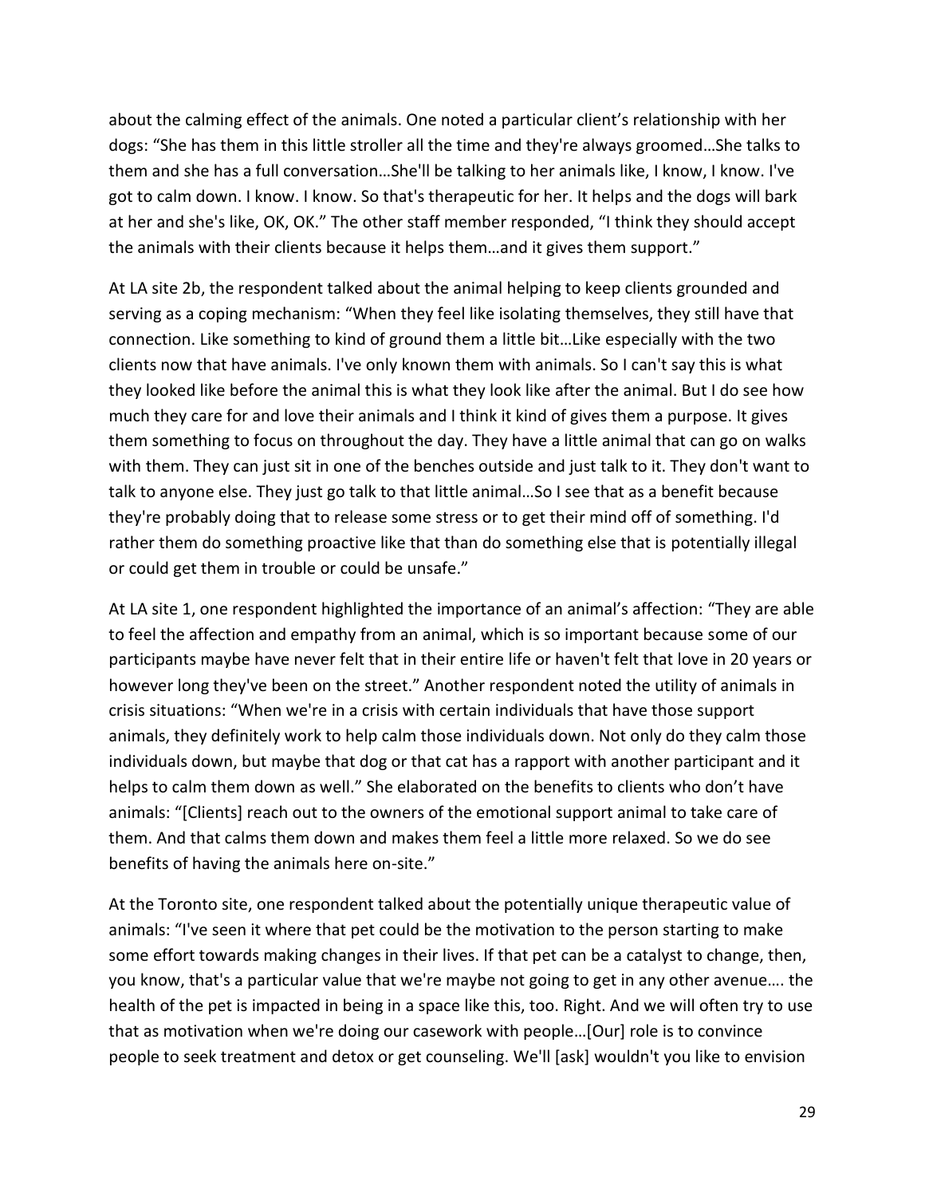about the calming effect of the animals. One noted a particular client's relationship with her dogs: "She has them in this little stroller all the time and they're always groomed…She talks to them and she has a full conversation…She'll be talking to her animals like, I know, I know. I've got to calm down. I know. I know. So that's therapeutic for her. It helps and the dogs will bark at her and she's like, OK, OK." The other staff member responded, "I think they should accept the animals with their clients because it helps them…and it gives them support."

At LA site 2b, the respondent talked about the animal helping to keep clients grounded and serving as a coping mechanism: "When they feel like isolating themselves, they still have that connection. Like something to kind of ground them a little bit…Like especially with the two clients now that have animals. I've only known them with animals. So I can't say this is what they looked like before the animal this is what they look like after the animal. But I do see how much they care for and love their animals and I think it kind of gives them a purpose. It gives them something to focus on throughout the day. They have a little animal that can go on walks with them. They can just sit in one of the benches outside and just talk to it. They don't want to talk to anyone else. They just go talk to that little animal…So I see that as a benefit because they're probably doing that to release some stress or to get their mind off of something. I'd rather them do something proactive like that than do something else that is potentially illegal or could get them in trouble or could be unsafe."

At LA site 1, one respondent highlighted the importance of an animal's affection: "They are able to feel the affection and empathy from an animal, which is so important because some of our participants maybe have never felt that in their entire life or haven't felt that love in 20 years or however long they've been on the street." Another respondent noted the utility of animals in crisis situations: "When we're in a crisis with certain individuals that have those support animals, they definitely work to help calm those individuals down. Not only do they calm those individuals down, but maybe that dog or that cat has a rapport with another participant and it helps to calm them down as well." She elaborated on the benefits to clients who don't have animals: "[Clients] reach out to the owners of the emotional support animal to take care of them. And that calms them down and makes them feel a little more relaxed. So we do see benefits of having the animals here on-site."

At the Toronto site, one respondent talked about the potentially unique therapeutic value of animals: "I've seen it where that pet could be the motivation to the person starting to make some effort towards making changes in their lives. If that pet can be a catalyst to change, then, you know, that's a particular value that we're maybe not going to get in any other avenue…. the health of the pet is impacted in being in a space like this, too. Right. And we will often try to use that as motivation when we're doing our casework with people…[Our] role is to convince people to seek treatment and detox or get counseling. We'll [ask] wouldn't you like to envision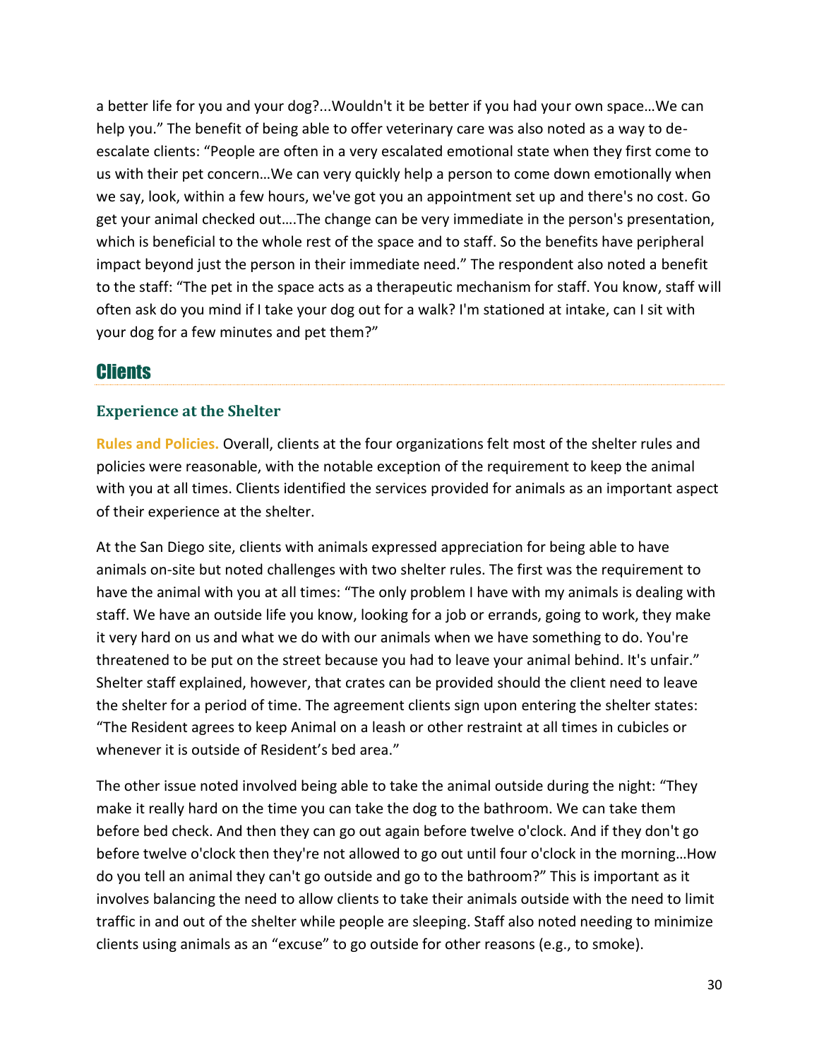a better life for you and your dog?...Wouldn't it be better if you had your own space…We can help you." The benefit of being able to offer veterinary care was also noted as a way to de-escalate clients: "People are often in a very escalated emotional state when they first come to us with their pet concern…We can very quickly help a person to come down emotionally when we say, look, within a few hours, we've got you an appointment set up and there's no cost. Go get your animal checked out….The change can be very immediate in the person's presentation, which is beneficial to the whole rest of the space and to staff. So the benefits have peripheral impact beyond just the person in their immediate need." The respondent also noted a benefit to the staff: "The pet in the space acts as a therapeutic mechanism for staff. You know, staff will often ask do you mind if I take your dog out for a walk? I'm stationed at intake, can I sit with your dog for a few minutes and pet them?"

## Clients

### Experience at the Shelter

**Rules and Policies.** Overall, clients at the four organizations felt most of the shelter rules and policies were reasonable, with the notable exception of the requirement to keep the animal with you at all times. Clients identified the services provided for animals as an important aspect of their experience at the shelter.

At the San Diego site, clients with animals expressed appreciation for being able to have animals on-site but noted challenges with two shelter rules. The first was the requirement to have the animal with you at all times: "The only problem I have with my animals is dealing with staff. We have an outside life you know, looking for a job or errands, going to work, they make it very hard on us and what we do with our animals when we have something to do. You're threatened to be put on the street because you had to leave your animal behind. It's unfair." Shelter staff explained, however, that crates can be provided should the client need to leave the shelter for a period of time. The agreement clients sign upon entering the shelter states: "The Resident agrees to keep Animal on a leash or other restraint at all times in cubicles or whenever it is outside of Resident's bed area."

The other issue noted involved being able to take the animal outside during the night: "They make it really hard on the time you can take the dog to the bathroom. We can take them before bed check. And then they can go out again before twelve o'clock. And if they don't go before twelve o'clock then they're not allowed to go out until four o'clock in the morning…How do you tell an animal they can't go outside and go to the bathroom?" This is important as it involves balancing the need to allow clients to take their animals outside with the need to limit traffic in and out of the shelter while people are sleeping. Staff also noted needing to minimize clients using animals as an "excuse" to go outside for other reasons (e.g., to smoke).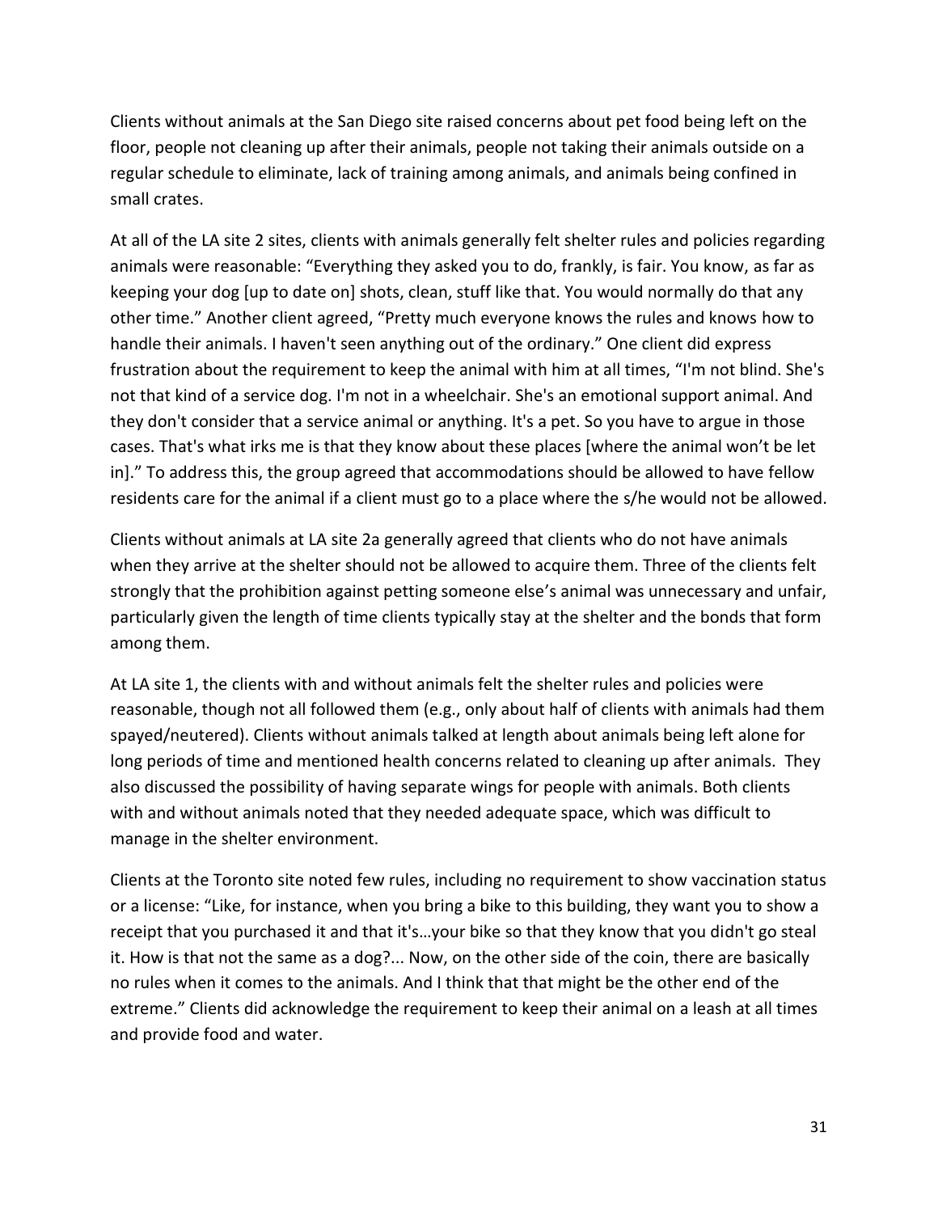Clients without animals at the San Diego site raised concerns about pet food being left on the floor, people not cleaning up after their animals, people not taking their animals outside on a regular schedule to eliminate, lack of training among animals, and animals being confined in small crates.

At all of the LA site 2 sites, clients with animals generally felt shelter rules and policies regarding animals were reasonable: “Everything they asked you to do, frankly, is fair. You know, as far as keeping your dog [up to date on] shots, clean, stuff like that. You would normally do that any other time.” Another client agreed, “Pretty much everyone knows the rules and knows how to handle their animals. I haven't seen anything out of the ordinary.” One client did express frustration about the requirement to keep the animal with him at all times, “I'm not blind. She's not that kind of a service dog. I'm not in a wheelchair. She's an emotional support animal. And they don't consider that a service animal or anything. It's a pet. So you have to argue in those cases. That's what irks me is that they know about these places [where the animal won’t be let in].” To address this, the group agreed that accommodations should be allowed to have fellow residents care for the animal if a client must go to a place where the s/he would not be allowed.

Clients without animals at LA site 2a generally agreed that clients who do not have animals when they arrive at the shelter should not be allowed to acquire them. Three of the clients felt strongly that the prohibition against petting someone else’s animal was unnecessary and unfair, particularly given the length of time clients typically stay at the shelter and the bonds that form among them.

At LA site 1, the clients with and without animals felt the shelter rules and policies were reasonable, though not all followed them (e.g., only about half of clients with animals had them spayed/neutered). Clients without animals talked at length about animals being left alone for long periods of time and mentioned health concerns related to cleaning up after animals. They also discussed the possibility of having separate wings for people with animals. Both clients with and without animals noted that they needed adequate space, which was difficult to manage in the shelter environment.

Clients at the Toronto site noted few rules, including no requirement to show vaccination status or a license: “Like, for instance, when you bring a bike to this building, they want you to show a receipt that you purchased it and that it's…your bike so that they know that you didn't go steal it. How is that not the same as a dog?... Now, on the other side of the coin, there are basically no rules when it comes to the animals. And I think that that might be the other end of the extreme.” Clients did acknowledge the requirement to keep their animal on a leash at all times and provide food and water.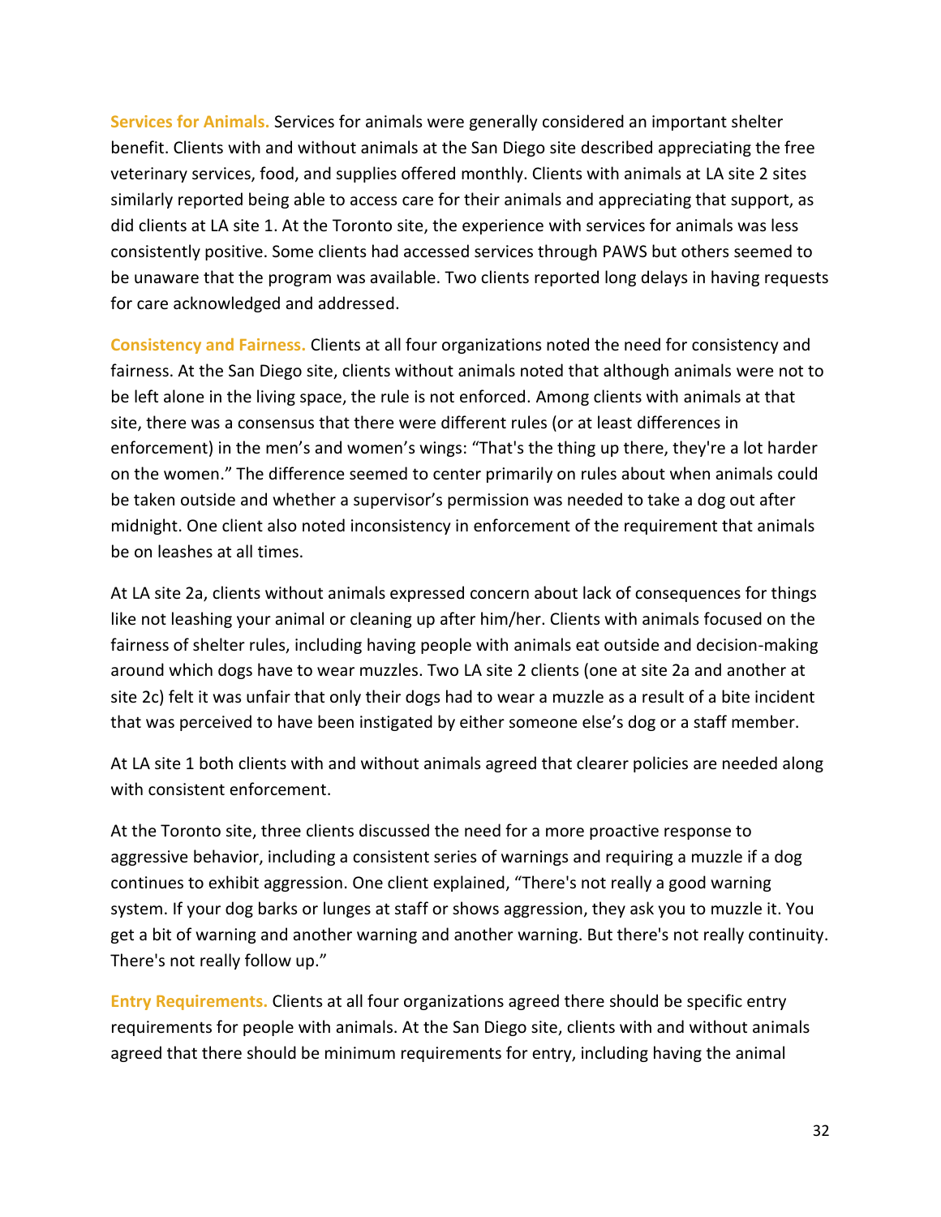**Services for Animals.** Services for animals were generally considered an important shelter benefit. Clients with and without animals at the San Diego site described appreciating the free veterinary services, food, and supplies offered monthly. Clients with animals at LA site 2 sites similarly reported being able to access care for their animals and appreciating that support, as did clients at LA site 1. At the Toronto site, the experience with services for animals was less consistently positive. Some clients had accessed services through PAWS but others seemed to be unaware that the program was available. Two clients reported long delays in having requests for care acknowledged and addressed.

**Consistency and Fairness.** Clients at all four organizations noted the need for consistency and fairness. At the San Diego site, clients without animals noted that although animals were not to be left alone in the living space, the rule is not enforced. Among clients with animals at that site, there was a consensus that there were different rules (or at least differences in enforcement) in the men's and women's wings: "That's the thing up there, they're a lot harder on the women." The difference seemed to center primarily on rules about when animals could be taken outside and whether a supervisor's permission was needed to take a dog out after midnight. One client also noted inconsistency in enforcement of the requirement that animals be on leashes at all times.

At LA site 2a, clients without animals expressed concern about lack of consequences for things like not leashing your animal or cleaning up after him/her. Clients with animals focused on the fairness of shelter rules, including having people with animals eat outside and decision-making around which dogs have to wear muzzles. Two LA site 2 clients (one at site 2a and another at site 2c) felt it was unfair that only their dogs had to wear a muzzle as a result of a bite incident that was perceived to have been instigated by either someone else's dog or a staff member.

At LA site 1 both clients with and without animals agreed that clearer policies are needed along with consistent enforcement.

At the Toronto site, three clients discussed the need for a more proactive response to aggressive behavior, including a consistent series of warnings and requiring a muzzle if a dog continues to exhibit aggression. One client explained, "There's not really a good warning system. If your dog barks or lunges at staff or shows aggression, they ask you to muzzle it. You get a bit of warning and another warning and another warning. But there's not really continuity. There's not really follow up."

**Entry Requirements.** Clients at all four organizations agreed there should be specific entry requirements for people with animals. At the San Diego site, clients with and without animals agreed that there should be minimum requirements for entry, including having the animal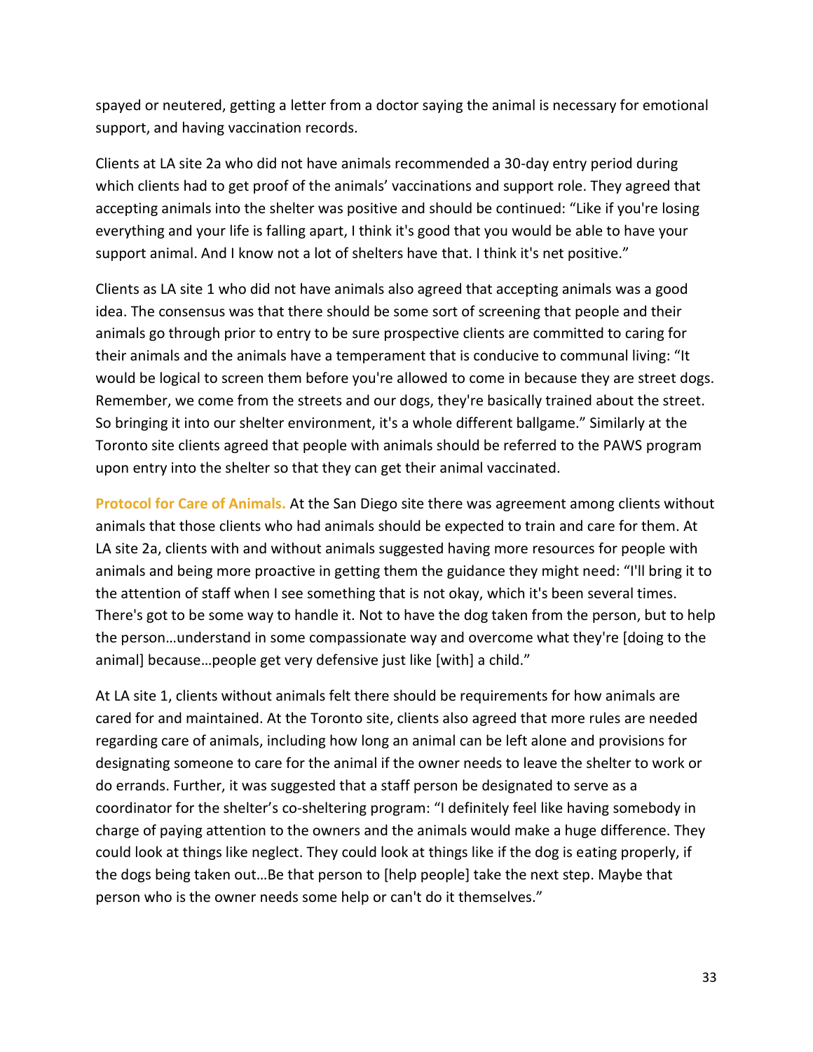spayed or neutered, getting a letter from a doctor saying the animal is necessary for emotional support, and having vaccination records.

Clients at LA site 2a who did not have animals recommended a 30-day entry period during which clients had to get proof of the animals' vaccinations and support role. They agreed that accepting animals into the shelter was positive and should be continued: "Like if you're losing everything and your life is falling apart, I think it's good that you would be able to have your support animal. And I know not a lot of shelters have that. I think it's net positive."

Clients as LA site 1 who did not have animals also agreed that accepting animals was a good idea. The consensus was that there should be some sort of screening that people and their animals go through prior to entry to be sure prospective clients are committed to caring for their animals and the animals have a temperament that is conducive to communal living: "It would be logical to screen them before you're allowed to come in because they are street dogs. Remember, we come from the streets and our dogs, they're basically trained about the street. So bringing it into our shelter environment, it's a whole different ballgame." Similarly at the Toronto site clients agreed that people with animals should be referred to the PAWS program upon entry into the shelter so that they can get their animal vaccinated.

**Protocol for Care of Animals.** At the San Diego site there was agreement among clients without animals that those clients who had animals should be expected to train and care for them. At LA site 2a, clients with and without animals suggested having more resources for people with animals and being more proactive in getting them the guidance they might need: "I'll bring it to the attention of staff when I see something that is not okay, which it's been several times. There's got to be some way to handle it. Not to have the dog taken from the person, but to help the person…understand in some compassionate way and overcome what they're [doing to the animal] because…people get very defensive just like [with] a child."

At LA site 1, clients without animals felt there should be requirements for how animals are cared for and maintained. At the Toronto site, clients also agreed that more rules are needed regarding care of animals, including how long an animal can be left alone and provisions for designating someone to care for the animal if the owner needs to leave the shelter to work or do errands. Further, it was suggested that a staff person be designated to serve as a coordinator for the shelter's co-sheltering program: "I definitely feel like having somebody in charge of paying attention to the owners and the animals would make a huge difference. They could look at things like neglect. They could look at things like if the dog is eating properly, if the dogs being taken out…Be that person to [help people] take the next step. Maybe that person who is the owner needs some help or can't do it themselves."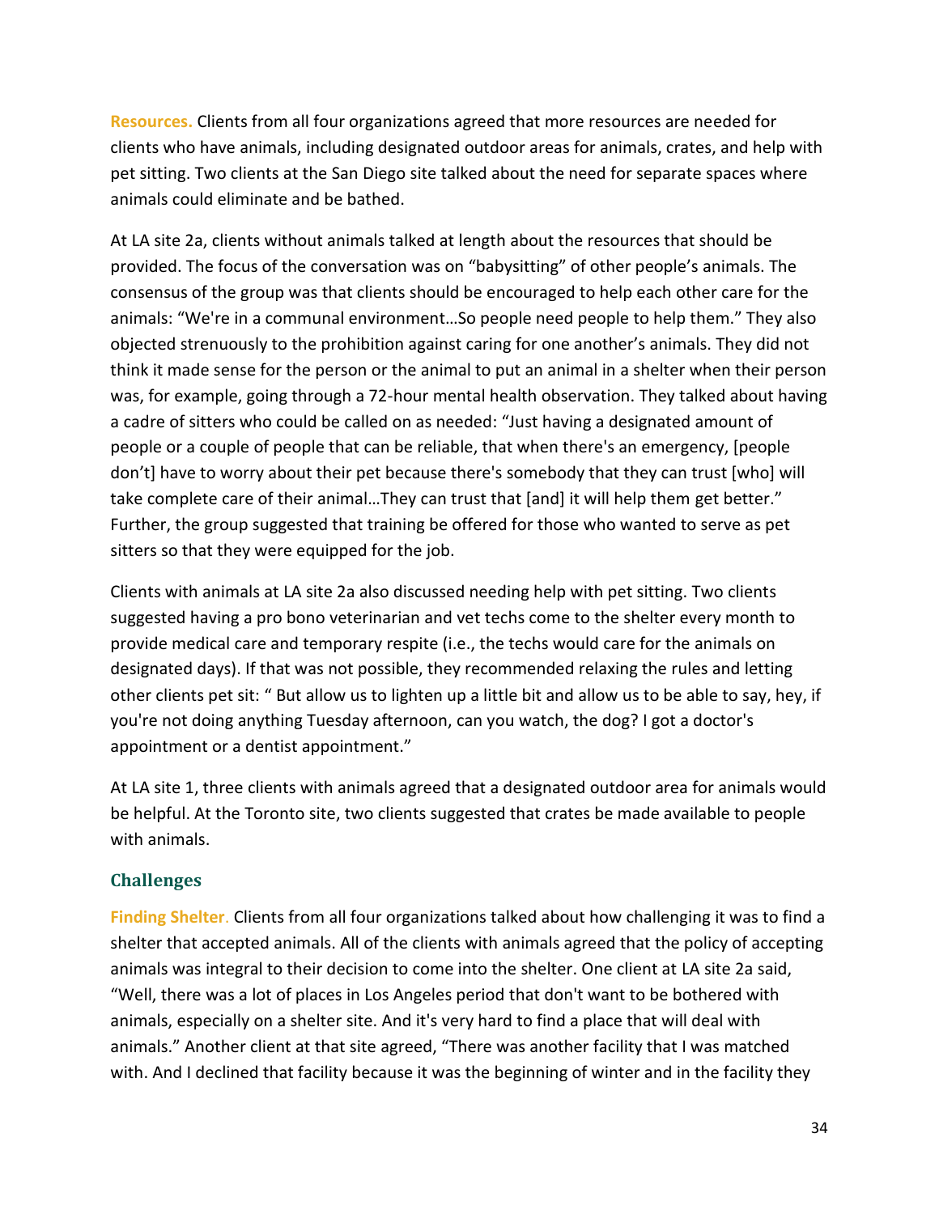**Resources.** Clients from all four organizations agreed that more resources are needed for clients who have animals, including designated outdoor areas for animals, crates, and help with pet sitting. Two clients at the San Diego site talked about the need for separate spaces where animals could eliminate and be bathed.

At LA site 2a, clients without animals talked at length about the resources that should be provided. The focus of the conversation was on "babysitting" of other people's animals. The consensus of the group was that clients should be encouraged to help each other care for the animals: "We're in a communal environment…So people need people to help them." They also objected strenuously to the prohibition against caring for one another's animals. They did not think it made sense for the person or the animal to put an animal in a shelter when their person was, for example, going through a 72-hour mental health observation. They talked about having a cadre of sitters who could be called on as needed: "Just having a designated amount of people or a couple of people that can be reliable, that when there's an emergency, [people don't] have to worry about their pet because there's somebody that they can trust [who] will take complete care of their animal…They can trust that [and] it will help them get better." Further, the group suggested that training be offered for those who wanted to serve as pet sitters so that they were equipped for the job.

Clients with animals at LA site 2a also discussed needing help with pet sitting. Two clients suggested having a pro bono veterinarian and vet techs come to the shelter every month to provide medical care and temporary respite (i.e., the techs would care for the animals on designated days). If that was not possible, they recommended relaxing the rules and letting other clients pet sit: " But allow us to lighten up a little bit and allow us to be able to say, hey, if you're not doing anything Tuesday afternoon, can you watch, the dog? I got a doctor's appointment or a dentist appointment."

At LA site 1, three clients with animals agreed that a designated outdoor area for animals would be helpful. At the Toronto site, two clients suggested that crates be made available to people with animals.

## Challenges

**Finding Shelter.** Clients from all four organizations talked about how challenging it was to find a shelter that accepted animals. All of the clients with animals agreed that the policy of accepting animals was integral to their decision to come into the shelter. One client at LA site 2a said, "Well, there was a lot of places in Los Angeles period that don't want to be bothered with animals, especially on a shelter site. And it's very hard to find a place that will deal with animals." Another client at that site agreed, "There was another facility that I was matched with. And I declined that facility because it was the beginning of winter and in the facility they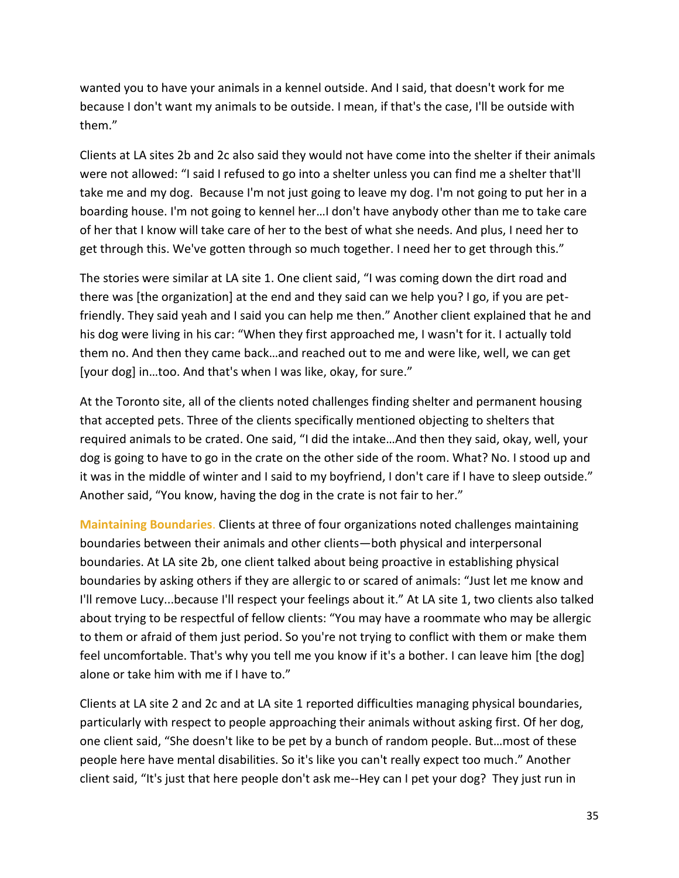wanted you to have your animals in a kennel outside. And I said, that doesn't work for me because I don't want my animals to be outside. I mean, if that's the case, I'll be outside with them."

Clients at LA sites 2b and 2c also said they would not have come into the shelter if their animals were not allowed: "I said I refused to go into a shelter unless you can find me a shelter that'll take me and my dog. Because I'm not just going to leave my dog. I'm not going to put her in a boarding house. I'm not going to kennel her…I don't have anybody other than me to take care of her that I know will take care of her to the best of what she needs. And plus, I need her to get through this. We've gotten through so much together. I need her to get through this."

The stories were similar at LA site 1. One client said, "I was coming down the dirt road and there was [the organization] at the end and they said can we help you? I go, if you are pet-friendly. They said yeah and I said you can help me then." Another client explained that he and his dog were living in his car: "When they first approached me, I wasn't for it. I actually told them no. And then they came back…and reached out to me and were like, well, we can get [your dog] in…too. And that's when I was like, okay, for sure."

At the Toronto site, all of the clients noted challenges finding shelter and permanent housing that accepted pets. Three of the clients specifically mentioned objecting to shelters that required animals to be crated. One said, "I did the intake…And then they said, okay, well, your dog is going to have to go in the crate on the other side of the room. What? No. I stood up and it was in the middle of winter and I said to my boyfriend, I don't care if I have to sleep outside." Another said, "You know, having the dog in the crate is not fair to her."

**Maintaining Boundaries.** Clients at three of four organizations noted challenges maintaining boundaries between their animals and other clients—both physical and interpersonal boundaries. At LA site 2b, one client talked about being proactive in establishing physical boundaries by asking others if they are allergic to or scared of animals: "Just let me know and I'll remove Lucy...because I'll respect your feelings about it." At LA site 1, two clients also talked about trying to be respectful of fellow clients: "You may have a roommate who may be allergic to them or afraid of them just period. So you're not trying to conflict with them or make them feel uncomfortable. That's why you tell me you know if it's a bother. I can leave him [the dog] alone or take him with me if I have to."

Clients at LA site 2 and 2c and at LA site 1 reported difficulties managing physical boundaries, particularly with respect to people approaching their animals without asking first. Of her dog, one client said, "She doesn't like to be pet by a bunch of random people. But…most of these people here have mental disabilities. So it's like you can't really expect too much." Another client said, "It's just that here people don't ask me--Hey can I pet your dog? They just run in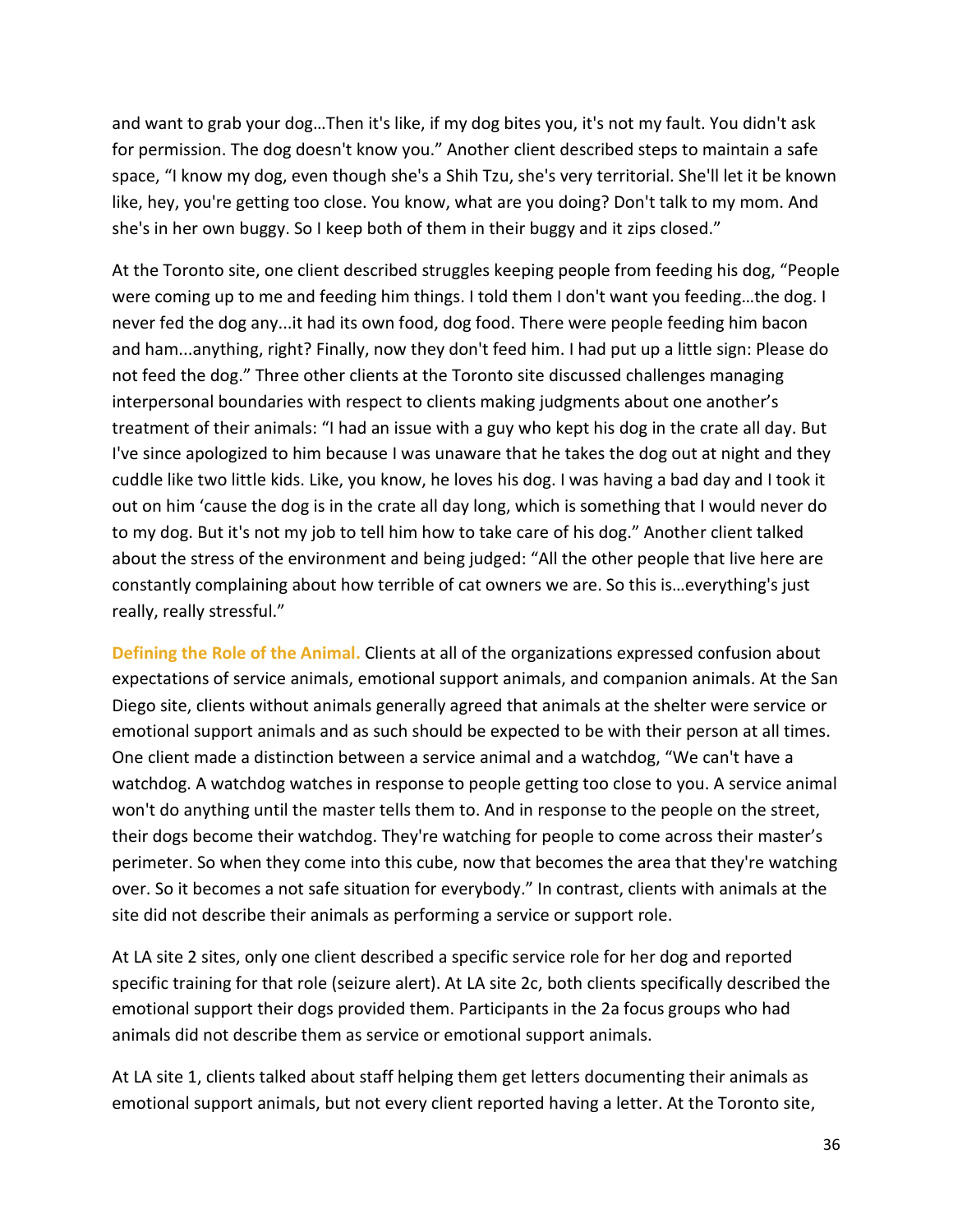and want to grab your dog…Then it's like, if my dog bites you, it's not my fault. You didn't ask for permission. The dog doesn't know you." Another client described steps to maintain a safe space, "I know my dog, even though she's a Shih Tzu, she's very territorial. She'll let it be known like, hey, you're getting too close. You know, what are you doing? Don't talk to my mom. And she's in her own buggy. So I keep both of them in their buggy and it zips closed."

At the Toronto site, one client described struggles keeping people from feeding his dog, "People were coming up to me and feeding him things. I told them I don't want you feeding…the dog. I never fed the dog any...it had its own food, dog food. There were people feeding him bacon and ham...anything, right? Finally, now they don't feed him. I had put up a little sign: Please do not feed the dog." Three other clients at the Toronto site discussed challenges managing interpersonal boundaries with respect to clients making judgments about one another's treatment of their animals: "I had an issue with a guy who kept his dog in the crate all day. But I've since apologized to him because I was unaware that he takes the dog out at night and they cuddle like two little kids. Like, you know, he loves his dog. I was having a bad day and I took it out on him 'cause the dog is in the crate all day long, which is something that I would never do to my dog. But it's not my job to tell him how to take care of his dog." Another client talked about the stress of the environment and being judged: "All the other people that live here are constantly complaining about how terrible of cat owners we are. So this is…everything's just really, really stressful."

**Defining the Role of the Animal.** Clients at all of the organizations expressed confusion about expectations of service animals, emotional support animals, and companion animals. At the San Diego site, clients without animals generally agreed that animals at the shelter were service or emotional support animals and as such should be expected to be with their person at all times. One client made a distinction between a service animal and a watchdog, "We can't have a watchdog. A watchdog watches in response to people getting too close to you. A service animal won't do anything until the master tells them to. And in response to the people on the street, their dogs become their watchdog. They're watching for people to come across their master's perimeter. So when they come into this cube, now that becomes the area that they're watching over. So it becomes a not safe situation for everybody." In contrast, clients with animals at the site did not describe their animals as performing a service or support role.

At LA site 2 sites, only one client described a specific service role for her dog and reported specific training for that role (seizure alert). At LA site 2c, both clients specifically described the emotional support their dogs provided them. Participants in the 2a focus groups who had animals did not describe them as service or emotional support animals.

At LA site 1, clients talked about staff helping them get letters documenting their animals as emotional support animals, but not every client reported having a letter. At the Toronto site,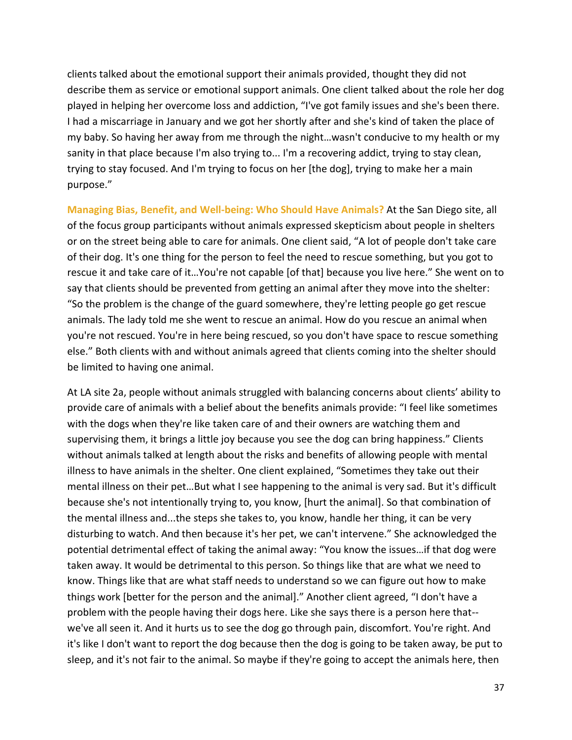clients talked about the emotional support their animals provided, thought they did not describe them as service or emotional support animals. One client talked about the role her dog played in helping her overcome loss and addiction, "I've got family issues and she's been there. I had a miscarriage in January and we got her shortly after and she's kind of taken the place of my baby. So having her away from me through the night…wasn't conducive to my health or my sanity in that place because I'm also trying to... I'm a recovering addict, trying to stay clean, trying to stay focused. And I'm trying to focus on her [the dog], trying to make her a main purpose."

**Managing Bias, Benefit, and Well-being: Who Should Have Animals?** At the San Diego site, all of the focus group participants without animals expressed skepticism about people in shelters or on the street being able to care for animals. One client said, "A lot of people don't take care of their dog. It's one thing for the person to feel the need to rescue something, but you got to rescue it and take care of it…You're not capable [of that] because you live here." She went on to say that clients should be prevented from getting an animal after they move into the shelter: "So the problem is the change of the guard somewhere, they're letting people go get rescue animals. The lady told me she went to rescue an animal. How do you rescue an animal when you're not rescued. You're in here being rescued, so you don't have space to rescue something else." Both clients with and without animals agreed that clients coming into the shelter should be limited to having one animal.

At LA site 2a, people without animals struggled with balancing concerns about clients' ability to provide care of animals with a belief about the benefits animals provide: "I feel like sometimes with the dogs when they're like taken care of and their owners are watching them and supervising them, it brings a little joy because you see the dog can bring happiness." Clients without animals talked at length about the risks and benefits of allowing people with mental illness to have animals in the shelter. One client explained, "Sometimes they take out their mental illness on their pet…But what I see happening to the animal is very sad. But it's difficult because she's not intentionally trying to, you know, [hurt the animal]. So that combination of the mental illness and...the steps she takes to, you know, handle her thing, it can be very disturbing to watch. And then because it's her pet, we can't intervene." She acknowledged the potential detrimental effect of taking the animal away: "You know the issues…if that dog were taken away. It would be detrimental to this person. So things like that are what we need to know. Things like that are what staff needs to understand so we can figure out how to make things work [better for the person and the animal]." Another client agreed, "I don't have a problem with the people having their dogs here. Like she says there is a person here that--we've all seen it. And it hurts us to see the dog go through pain, discomfort. You're right. And it's like I don't want to report the dog because then the dog is going to be taken away, be put to sleep, and it's not fair to the animal. So maybe if they're going to accept the animals here, then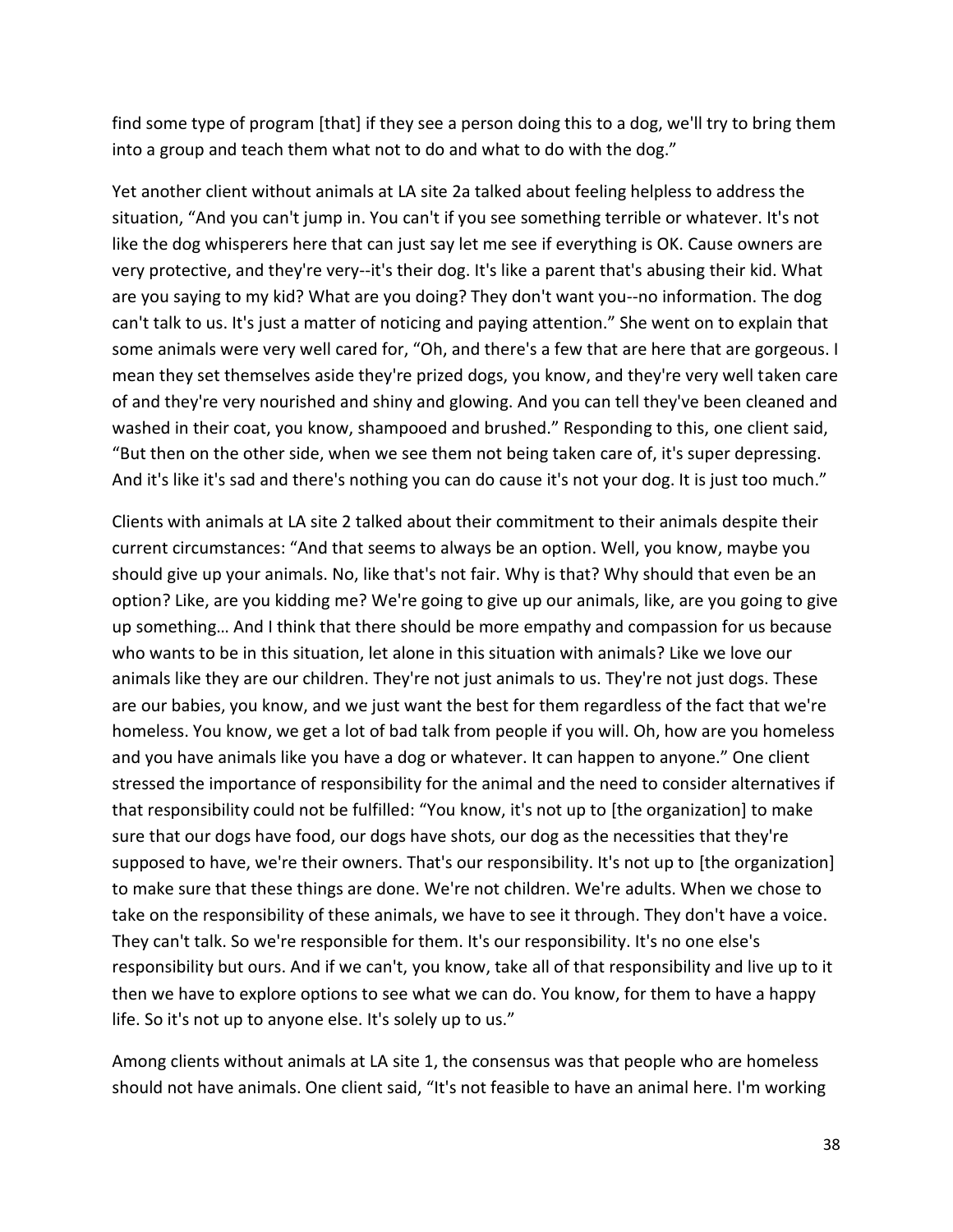find some type of program [that] if they see a person doing this to a dog, we'll try to bring them into a group and teach them what not to do and what to do with the dog."

Yet another client without animals at LA site 2a talked about feeling helpless to address the situation, "And you can't jump in. You can't if you see something terrible or whatever. It's not like the dog whisperers here that can just say let me see if everything is OK. Cause owners are very protective, and they're very--it's their dog. It's like a parent that's abusing their kid. What are you saying to my kid? What are you doing? They don't want you--no information. The dog can't talk to us. It's just a matter of noticing and paying attention." She went on to explain that some animals were very well cared for, "Oh, and there's a few that are here that are gorgeous. I mean they set themselves aside they're prized dogs, you know, and they're very well taken care of and they're very nourished and shiny and glowing. And you can tell they've been cleaned and washed in their coat, you know, shampooed and brushed." Responding to this, one client said, "But then on the other side, when we see them not being taken care of, it's super depressing. And it's like it's sad and there's nothing you can do cause it's not your dog. It is just too much."

Clients with animals at LA site 2 talked about their commitment to their animals despite their current circumstances: "And that seems to always be an option. Well, you know, maybe you should give up your animals. No, like that's not fair. Why is that? Why should that even be an option? Like, are you kidding me? We're going to give up our animals, like, are you going to give up something… And I think that there should be more empathy and compassion for us because who wants to be in this situation, let alone in this situation with animals? Like we love our animals like they are our children. They're not just animals to us. They're not just dogs. These are our babies, you know, and we just want the best for them regardless of the fact that we're homeless. You know, we get a lot of bad talk from people if you will. Oh, how are you homeless and you have animals like you have a dog or whatever. It can happen to anyone." One client stressed the importance of responsibility for the animal and the need to consider alternatives if that responsibility could not be fulfilled: "You know, it's not up to [the organization] to make sure that our dogs have food, our dogs have shots, our dog as the necessities that they're supposed to have, we're their owners. That's our responsibility. It's not up to [the organization] to make sure that these things are done. We're not children. We're adults. When we chose to take on the responsibility of these animals, we have to see it through. They don't have a voice. They can't talk. So we're responsible for them. It's our responsibility. It's no one else's responsibility but ours. And if we can't, you know, take all of that responsibility and live up to it then we have to explore options to see what we can do. You know, for them to have a happy life. So it's not up to anyone else. It's solely up to us."

Among clients without animals at LA site 1, the consensus was that people who are homeless should not have animals. One client said, "It's not feasible to have an animal here. I'm working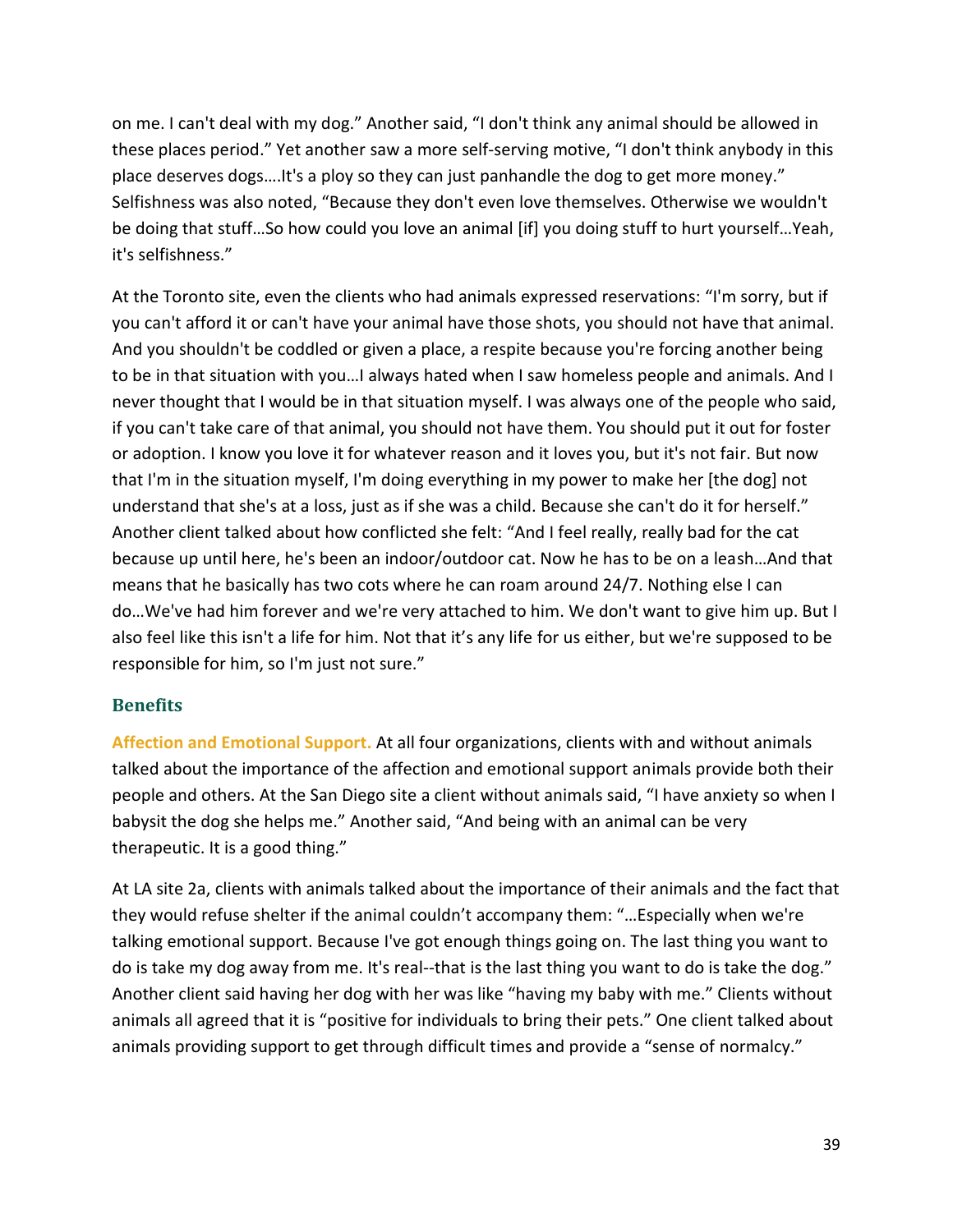on me. I can't deal with my dog." Another said, "I don't think any animal should be allowed in these places period." Yet another saw a more self-serving motive, "I don't think anybody in this place deserves dogs….It's a ploy so they can just panhandle the dog to get more money." Selfishness was also noted, "Because they don't even love themselves. Otherwise we wouldn't be doing that stuff…So how could you love an animal [if] you doing stuff to hurt yourself…Yeah, it's selfishness."

At the Toronto site, even the clients who had animals expressed reservations: "I'm sorry, but if you can't afford it or can't have your animal have those shots, you should not have that animal. And you shouldn't be coddled or given a place, a respite because you're forcing another being to be in that situation with you…I always hated when I saw homeless people and animals. And I never thought that I would be in that situation myself. I was always one of the people who said, if you can't take care of that animal, you should not have them. You should put it out for foster or adoption. I know you love it for whatever reason and it loves you, but it's not fair. But now that I'm in the situation myself, I'm doing everything in my power to make her [the dog] not understand that she's at a loss, just as if she was a child. Because she can't do it for herself." Another client talked about how conflicted she felt: "And I feel really, really bad for the cat because up until here, he's been an indoor/outdoor cat. Now he has to be on a leash…And that means that he basically has two cots where he can roam around 24/7. Nothing else I can do…We've had him forever and we're very attached to him. We don't want to give him up. But I also feel like this isn't a life for him. Not that it's any life for us either, but we're supposed to be responsible for him, so I'm just not sure."

### Benefits

**Affection and Emotional Support.** At all four organizations, clients with and without animals talked about the importance of the affection and emotional support animals provide both their people and others. At the San Diego site a client without animals said, "I have anxiety so when I babysit the dog she helps me." Another said, "And being with an animal can be very therapeutic. It is a good thing."

At LA site 2a, clients with animals talked about the importance of their animals and the fact that they would refuse shelter if the animal couldn't accompany them: "…Especially when we're talking emotional support. Because I've got enough things going on. The last thing you want to do is take my dog away from me. It's real--that is the last thing you want to do is take the dog." Another client said having her dog with her was like "having my baby with me." Clients without animals all agreed that it is "positive for individuals to bring their pets." One client talked about animals providing support to get through difficult times and provide a "sense of normalcy."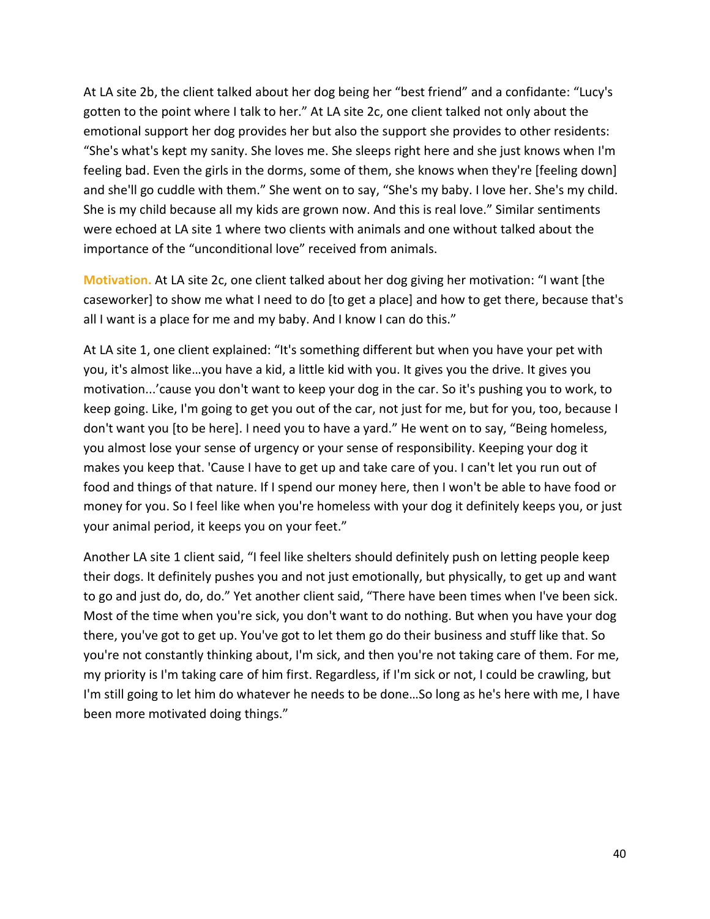At LA site 2b, the client talked about her dog being her "best friend" and a confidante: "Lucy's gotten to the point where I talk to her." At LA site 2c, one client talked not only about the emotional support her dog provides her but also the support she provides to other residents: "She's what's kept my sanity. She loves me. She sleeps right here and she just knows when I'm feeling bad. Even the girls in the dorms, some of them, she knows when they're [feeling down] and she'll go cuddle with them." She went on to say, "She's my baby. I love her. She's my child. She is my child because all my kids are grown now. And this is real love." Similar sentiments were echoed at LA site 1 where two clients with animals and one without talked about the importance of the "unconditional love" received from animals.

**Motivation.** At LA site 2c, one client talked about her dog giving her motivation: "I want [the caseworker] to show me what I need to do [to get a place] and how to get there, because that's all I want is a place for me and my baby. And I know I can do this."

At LA site 1, one client explained: "It's something different but when you have your pet with you, it's almost like…you have a kid, a little kid with you. It gives you the drive. It gives you motivation...'cause you don't want to keep your dog in the car. So it's pushing you to work, to keep going. Like, I'm going to get you out of the car, not just for me, but for you, too, because I don't want you [to be here]. I need you to have a yard." He went on to say, "Being homeless, you almost lose your sense of urgency or your sense of responsibility. Keeping your dog it makes you keep that. 'Cause I have to get up and take care of you. I can't let you run out of food and things of that nature. If I spend our money here, then I won't be able to have food or money for you. So I feel like when you're homeless with your dog it definitely keeps you, or just your animal period, it keeps you on your feet."

Another LA site 1 client said, "I feel like shelters should definitely push on letting people keep their dogs. It definitely pushes you and not just emotionally, but physically, to get up and want to go and just do, do, do." Yet another client said, "There have been times when I've been sick. Most of the time when you're sick, you don't want to do nothing. But when you have your dog there, you've got to get up. You've got to let them go do their business and stuff like that. So you're not constantly thinking about, I'm sick, and then you're not taking care of them. For me, my priority is I'm taking care of him first. Regardless, if I'm sick or not, I could be crawling, but I'm still going to let him do whatever he needs to be done…So long as he's here with me, I have been more motivated doing things."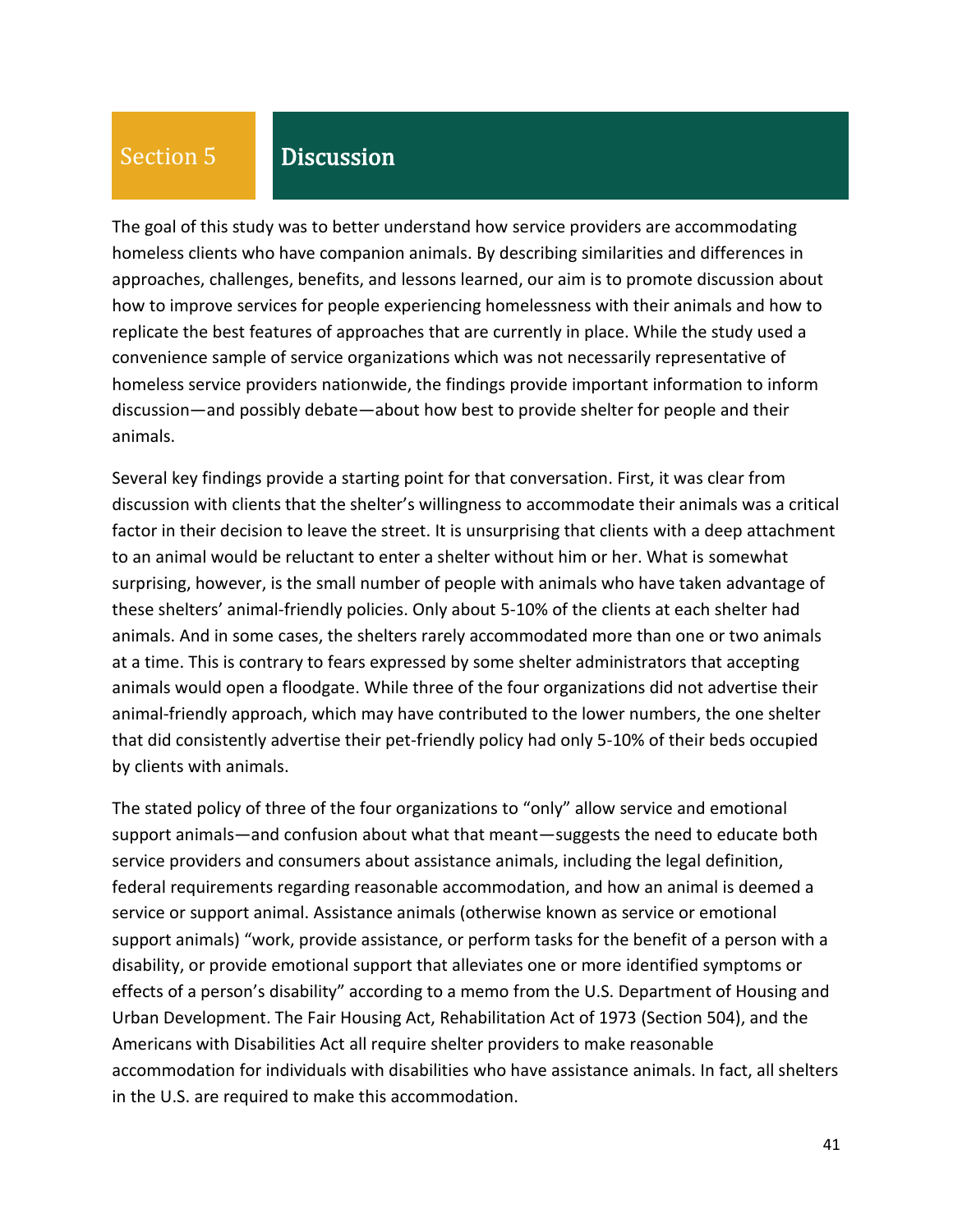# Section 5 Discussion

The goal of this study was to better understand how service providers are accommodating homeless clients who have companion animals. By describing similarities and differences in approaches, challenges, benefits, and lessons learned, our aim is to promote discussion about how to improve services for people experiencing homelessness with their animals and how to replicate the best features of approaches that are currently in place. While the study used a convenience sample of service organizations which was not necessarily representative of homeless service providers nationwide, the findings provide important information to inform discussion—and possibly debate—about how best to provide shelter for people and their animals.

Several key findings provide a starting point for that conversation. First, it was clear from discussion with clients that the shelter's willingness to accommodate their animals was a critical factor in their decision to leave the street. It is unsurprising that clients with a deep attachment to an animal would be reluctant to enter a shelter without him or her. What is somewhat surprising, however, is the small number of people with animals who have taken advantage of these shelters' animal-friendly policies. Only about 5-10% of the clients at each shelter had animals. And in some cases, the shelters rarely accommodated more than one or two animals at a time. This is contrary to fears expressed by some shelter administrators that accepting animals would open a floodgate. While three of the four organizations did not advertise their animal-friendly approach, which may have contributed to the lower numbers, the one shelter that did consistently advertise their pet-friendly policy had only 5-10% of their beds occupied by clients with animals.

The stated policy of three of the four organizations to "only" allow service and emotional support animals—and confusion about what that meant—suggests the need to educate both service providers and consumers about assistance animals, including the legal definition, federal requirements regarding reasonable accommodation, and how an animal is deemed a service or support animal. Assistance animals (otherwise known as service or emotional support animals) "work, provide assistance, or perform tasks for the benefit of a person with a disability, or provide emotional support that alleviates one or more identified symptoms or effects of a person's disability" according to a memo from the U.S. Department of Housing and Urban Development. The Fair Housing Act, Rehabilitation Act of 1973 (Section 504), and the Americans with Disabilities Act all require shelter providers to make reasonable accommodation for individuals with disabilities who have assistance animals. In fact, all shelters in the U.S. are required to make this accommodation.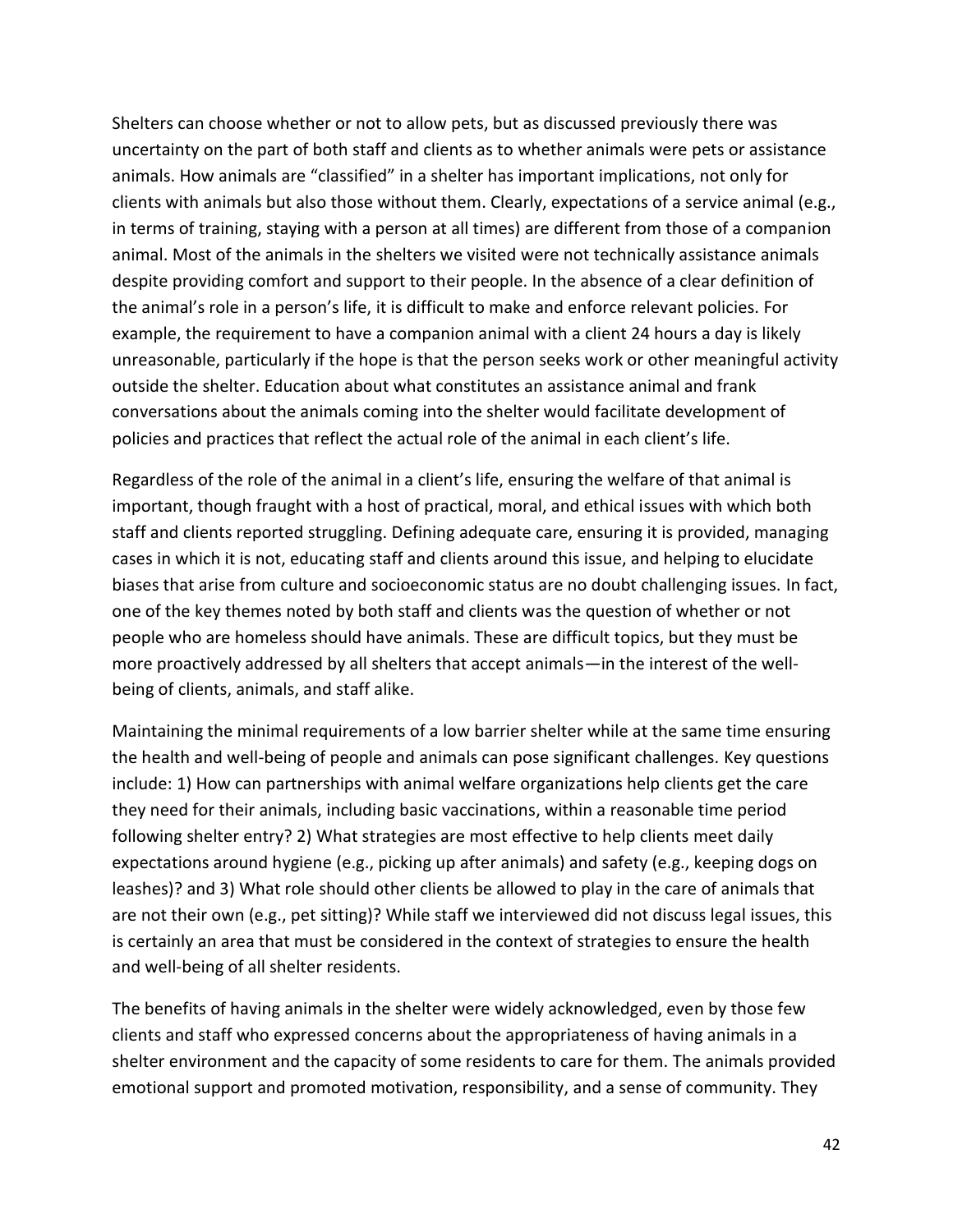Shelters can choose whether or not to allow pets, but as discussed previously there was uncertainty on the part of both staff and clients as to whether animals were pets or assistance animals. How animals are "classified" in a shelter has important implications, not only for clients with animals but also those without them. Clearly, expectations of a service animal (e.g., in terms of training, staying with a person at all times) are different from those of a companion animal. Most of the animals in the shelters we visited were not technically assistance animals despite providing comfort and support to their people. In the absence of a clear definition of the animal's role in a person's life, it is difficult to make and enforce relevant policies. For example, the requirement to have a companion animal with a client 24 hours a day is likely unreasonable, particularly if the hope is that the person seeks work or other meaningful activity outside the shelter. Education about what constitutes an assistance animal and frank conversations about the animals coming into the shelter would facilitate development of policies and practices that reflect the actual role of the animal in each client's life.

Regardless of the role of the animal in a client's life, ensuring the welfare of that animal is important, though fraught with a host of practical, moral, and ethical issues with which both staff and clients reported struggling. Defining adequate care, ensuring it is provided, managing cases in which it is not, educating staff and clients around this issue, and helping to elucidate biases that arise from culture and socioeconomic status are no doubt challenging issues. In fact, one of the key themes noted by both staff and clients was the question of whether or not people who are homeless should have animals. These are difficult topics, but they must be more proactively addressed by all shelters that accept animals—in the interest of the well-being of clients, animals, and staff alike.

Maintaining the minimal requirements of a low barrier shelter while at the same time ensuring the health and well-being of people and animals can pose significant challenges. Key questions include: 1) How can partnerships with animal welfare organizations help clients get the care they need for their animals, including basic vaccinations, within a reasonable time period following shelter entry? 2) What strategies are most effective to help clients meet daily expectations around hygiene (e.g., picking up after animals) and safety (e.g., keeping dogs on leashes)? and 3) What role should other clients be allowed to play in the care of animals that are not their own (e.g., pet sitting)? While staff we interviewed did not discuss legal issues, this is certainly an area that must be considered in the context of strategies to ensure the health and well-being of all shelter residents.

The benefits of having animals in the shelter were widely acknowledged, even by those few clients and staff who expressed concerns about the appropriateness of having animals in a shelter environment and the capacity of some residents to care for them. The animals provided emotional support and promoted motivation, responsibility, and a sense of community. They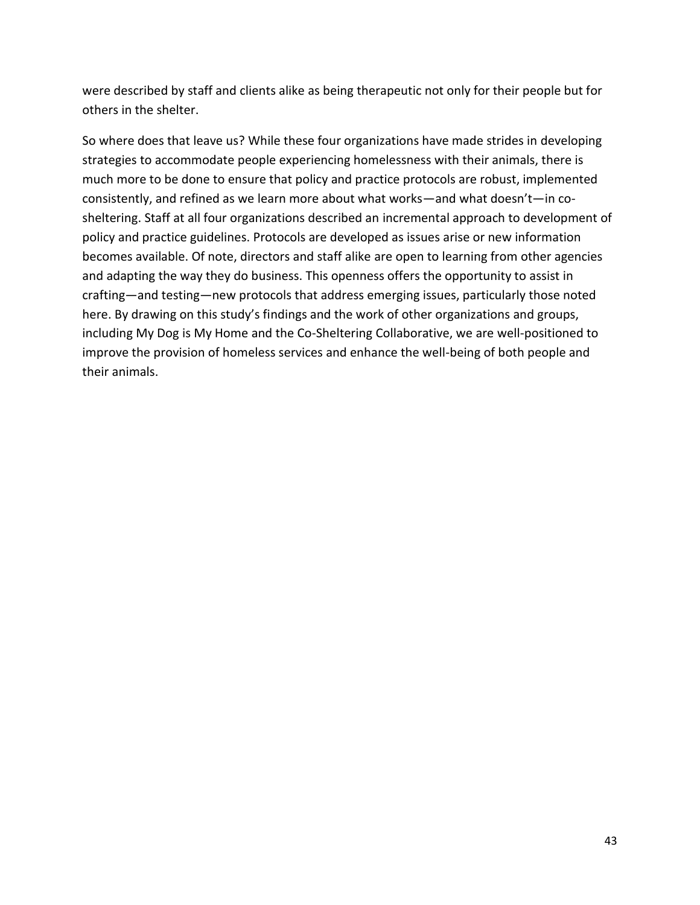were described by staff and clients alike as being therapeutic not only for their people but for others in the shelter.

So where does that leave us? While these four organizations have made strides in developing strategies to accommodate people experiencing homelessness with their animals, there is much more to be done to ensure that policy and practice protocols are robust, implemented consistently, and refined as we learn more about what works—and what doesn't—in co-sheltering. Staff at all four organizations described an incremental approach to development of policy and practice guidelines. Protocols are developed as issues arise or new information becomes available. Of note, directors and staff alike are open to learning from other agencies and adapting the way they do business. This openness offers the opportunity to assist in crafting—and testing—new protocols that address emerging issues, particularly those noted here. By drawing on this study's findings and the work of other organizations and groups, including My Dog is My Home and the Co-Sheltering Collaborative, we are well-positioned to improve the provision of homeless services and enhance the well-being of both people and their animals.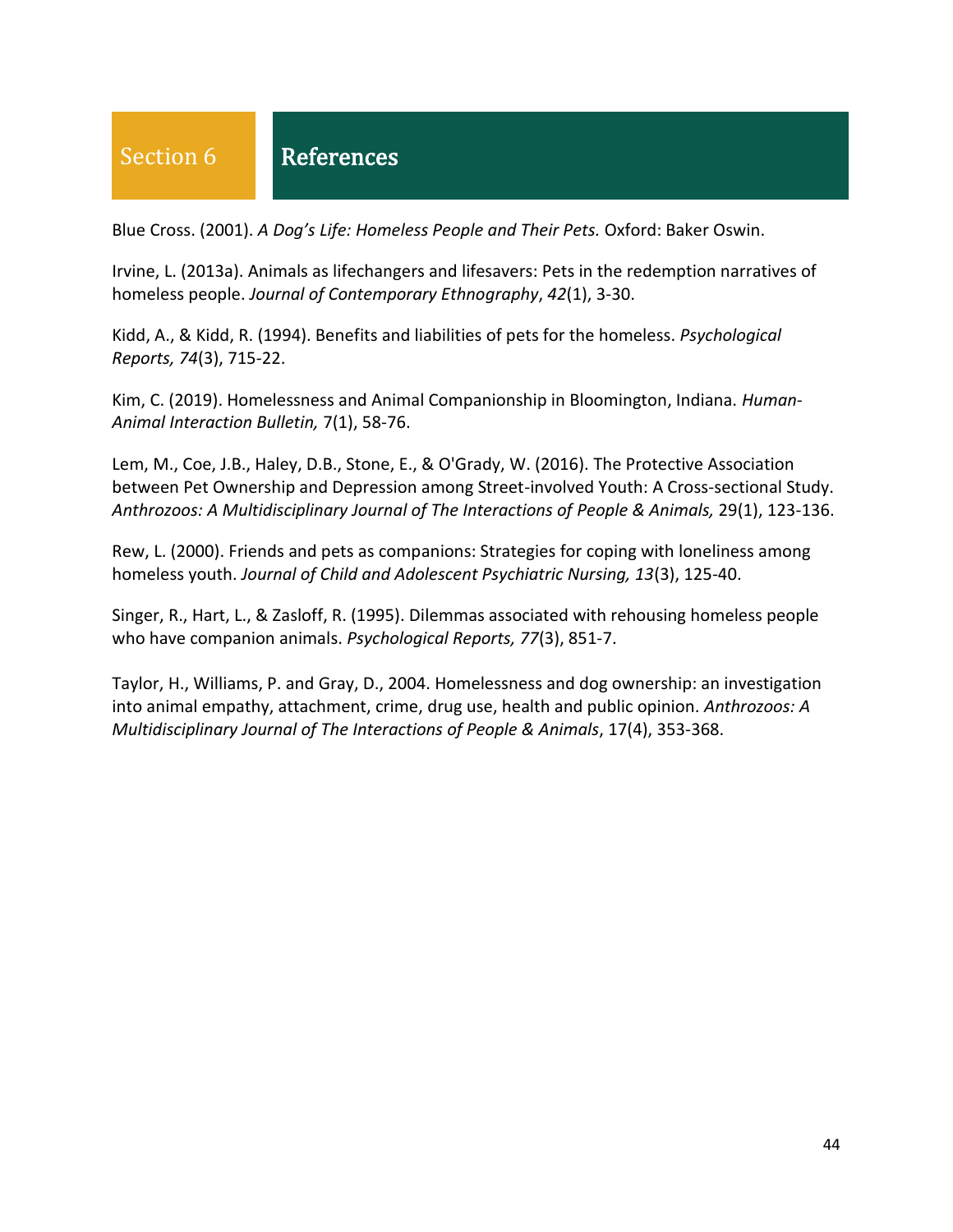# Section 6 References

Blue Cross. (2001). *A Dog's Life: Homeless People and Their Pets.* Oxford: Baker Oswin.

Irvine, L. (2013a). Animals as lifechangers and lifesavers: Pets in the redemption narratives of homeless people. *Journal of Contemporary Ethnography*, *42*(1), 3-30.

Kidd, A., & Kidd, R. (1994). Benefits and liabilities of pets for the homeless. *Psychological Reports, 74*(3), 715-22.

Kim, C. (2019). Homelessness and Animal Companionship in Bloomington, Indiana. *Human-Animal Interaction Bulletin,* 7(1), 58-76.

Lem, M., Coe, J.B., Haley, D.B., Stone, E., & O'Grady, W. (2016). The Protective Association between Pet Ownership and Depression among Street-involved Youth: A Cross-sectional Study. *Anthrozoos: A Multidisciplinary Journal of The Interactions of People & Animals,* 29(1), 123-136.

Rew, L. (2000). Friends and pets as companions: Strategies for coping with loneliness among homeless youth. *Journal of Child and Adolescent Psychiatric Nursing, 13*(3), 125-40.

Singer, R., Hart, L., & Zasloff, R. (1995). Dilemmas associated with rehousing homeless people who have companion animals. *Psychological Reports, 77*(3), 851-7.

Taylor, H., Williams, P. and Gray, D., 2004. Homelessness and dog ownership: an investigation into animal empathy, attachment, crime, drug use, health and public opinion. *Anthrozoos: A Multidisciplinary Journal of The Interactions of People & Animals*, 17(4), 353-368.